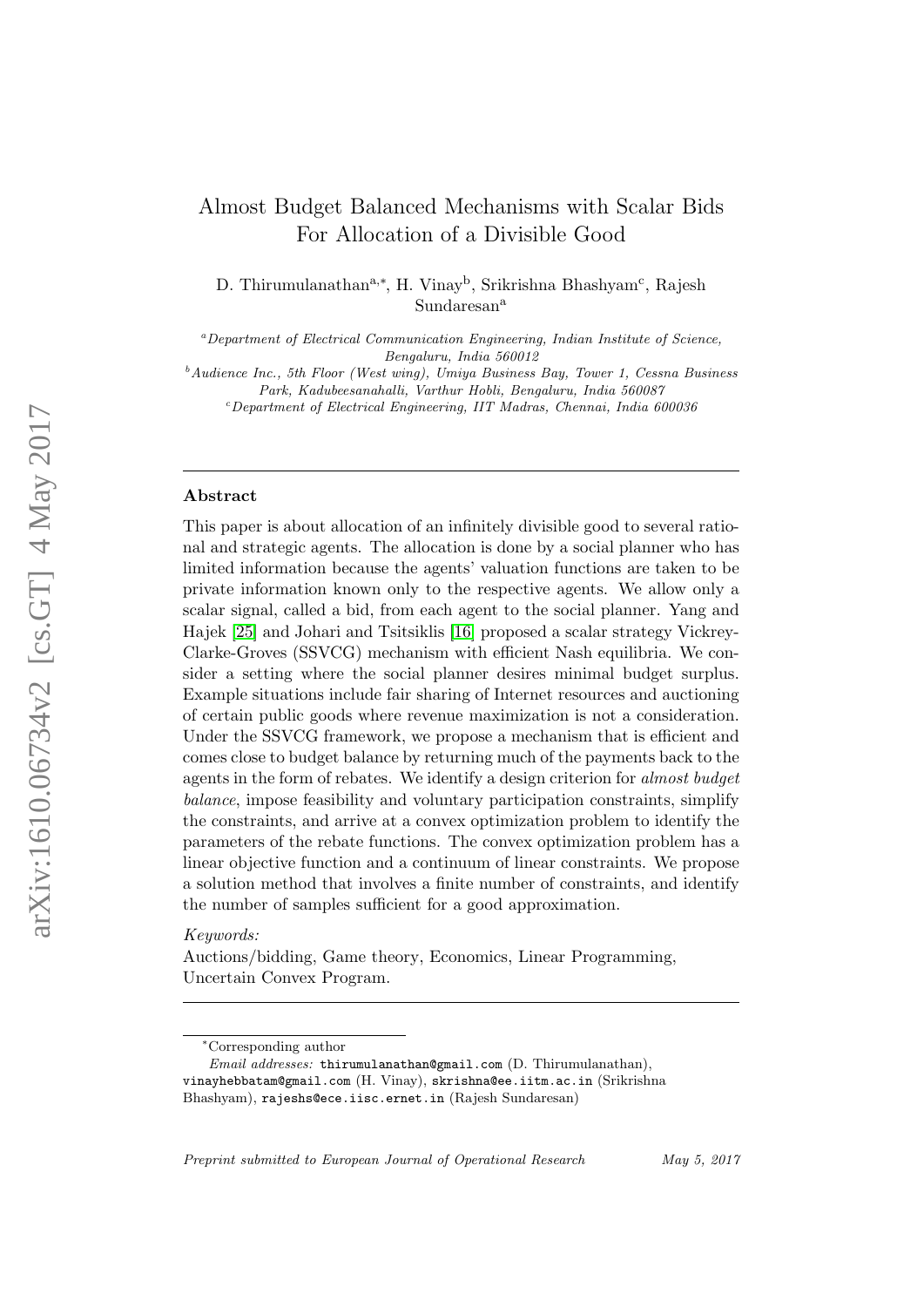# Almost Budget Balanced Mechanisms with Scalar Bids For Allocation of a Divisible Good

D. Thirumulanathan[a,*], H. Vinay[b], Srikrishna Bhashyam[c], Rajesh Sundaresan[a]

[a]*Department of Electrical Communication Engineering, Indian Institute of Science, Bengaluru, India 560012*

[b]*Audience Inc., 5th Floor (West wing), Umiya Business Bay, Tower 1, Cessna Business Park, Kadubeesanahalli, Varthur Hobli, Bengaluru, India 560087*

[c]*Department of Electrical Engineering, IIT Madras, Chennai, India 600036*

## Abstract

This paper is about allocation of an infinitely divisible good to several rational and strategic agents. The allocation is done by a social planner who has limited information because the agents' valuation functions are taken to be private information known only to the respective agents. We allow only a scalar signal, called a bid, from each agent to the social planner. Yang and Hajek [25] and Johari and Tsitsiklis [16] proposed a scalar strategy Vickrey-Clarke-Groves (SSVCG) mechanism with efficient Nash equilibria. We consider a setting where the social planner desires minimal budget surplus. Example situations include fair sharing of Internet resources and auctioning of certain public goods where revenue maximization is not a consideration. Under the SSVCG framework, we propose a mechanism that is efficient and comes close to budget balance by returning much of the payments back to the agents in the form of rebates. We identify a design criterion for *almost budget balance*, impose feasibility and voluntary participation constraints, simplify the constraints, and arrive at a convex optimization problem to identify the parameters of the rebate functions. The convex optimization problem has a linear objective function and a continuum of linear constraints. We propose a solution method that involves a finite number of constraints, and identify the number of samples sufficient for a good approximation.

*Keywords:*
Auctions/bidding, Game theory, Economics, Linear Programming, Uncertain Convex Program.

*Corresponding author

*Email addresses:* thirumulanathan@gmail.com (D. Thirumulanathan), vinayhebbatam@gmail.com (H. Vinay), skrishna@ee.iitm.ac.in (Srikrishna Bhashyam), rajeshs@ece.iisc.ernet.in (Rajesh Sundaresan)

*Preprint submitted to European Journal of Operational Research* May 5, 2017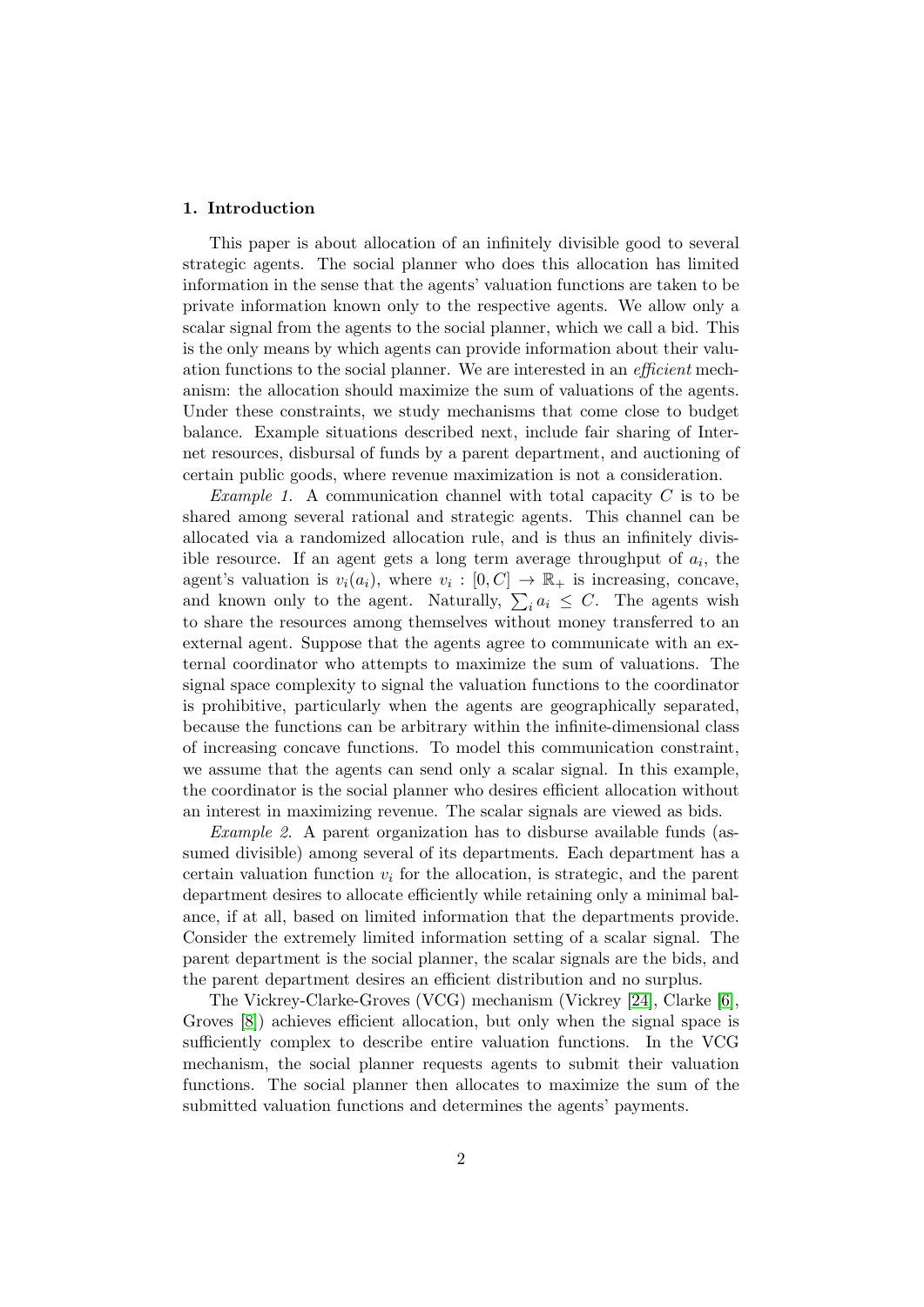## 1. Introduction

This paper is about allocation of an infinitely divisible good to several strategic agents. The social planner who does this allocation has limited information in the sense that the agents' valuation functions are taken to be private information known only to the respective agents. We allow only a scalar signal from the agents to the social planner, which we call a bid. This is the only means by which agents can provide information about their valuation functions to the social planner. We are interested in an *efficient* mechanism: the allocation should maximize the sum of valuations of the agents. Under these constraints, we study mechanisms that come close to budget balance. Example situations described next, include fair sharing of Internet resources, disbursal of funds by a parent department, and auctioning of certain public goods, where revenue maximization is not a consideration.

*Example 1.* A communication channel with total capacity $C$ is to be shared among several rational and strategic agents. This channel can be allocated via a randomized allocation rule, and is thus an infinitely divisible resource. If an agent gets a long term average throughput of $a_i$, the agent's valuation is $v_i(a_i)$, where $v_i : [0, C] \to \mathbb{R}_+$ is increasing, concave, and known only to the agent. Naturally, $\sum_i a_i \leq C$. The agents wish to share the resources among themselves without money transferred to an external agent. Suppose that the agents agree to communicate with an external coordinator who attempts to maximize the sum of valuations. The signal space complexity to signal the valuation functions to the coordinator is prohibitive, particularly when the agents are geographically separated, because the functions can be arbitrary within the infinite-dimensional class of increasing concave functions. To model this communication constraint, we assume that the agents can send only a scalar signal. In this example, the coordinator is the social planner who desires efficient allocation without an interest in maximizing revenue. The scalar signals are viewed as bids.

*Example 2.* A parent organization has to disburse available funds (assumed divisible) among several of its departments. Each department has a certain valuation function $v_i$ for the allocation, is strategic, and the parent department desires to allocate efficiently while retaining only a minimal balance, if at all, based on limited information that the departments provide. Consider the extremely limited information setting of a scalar signal. The parent department is the social planner, the scalar signals are the bids, and the parent department desires an efficient distribution and no surplus.

The Vickrey-Clarke-Groves (VCG) mechanism (Vickrey [24], Clarke [6], Groves [8]) achieves efficient allocation, but only when the signal space is sufficiently complex to describe entire valuation functions. In the VCG mechanism, the social planner requests agents to submit their valuation functions. The social planner then allocates to maximize the sum of the submitted valuation functions and determines the agents' payments.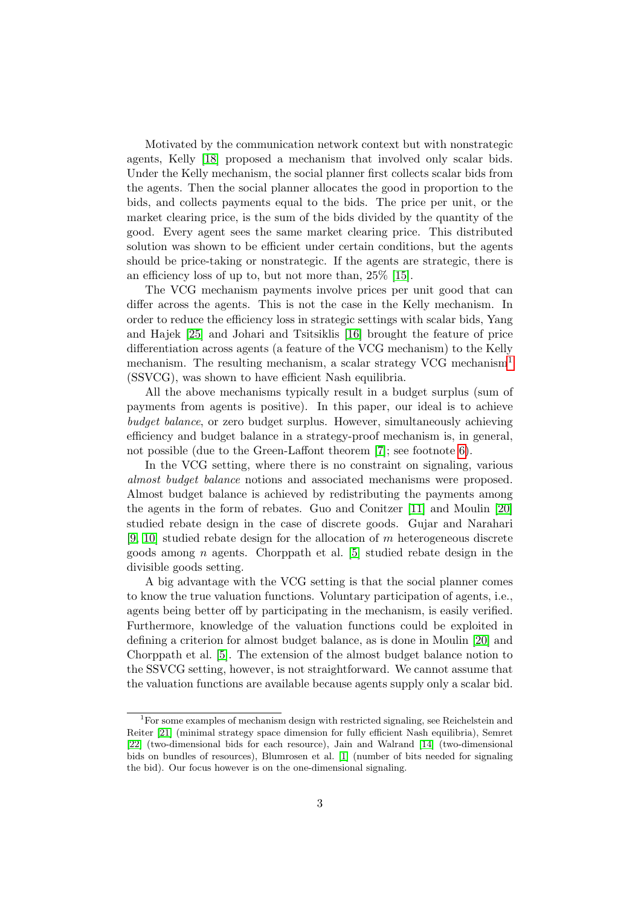Motivated by the communication network context but with nonstrategic agents, Kelly [18] proposed a mechanism that involved only scalar bids. Under the Kelly mechanism, the social planner first collects scalar bids from the agents. Then the social planner allocates the good in proportion to the bids, and collects payments equal to the bids. The price per unit, or the market clearing price, is the sum of the bids divided by the quantity of the good. Every agent sees the same market clearing price. This distributed solution was shown to be efficient under certain conditions, but the agents should be price-taking or nonstrategic. If the agents are strategic, there is an efficiency loss of up to, but not more than, 25% [15].

The VCG mechanism payments involve prices per unit good that can differ across the agents. This is not the case in the Kelly mechanism. In order to reduce the efficiency loss in strategic settings with scalar bids, Yang and Hajek [25] and Johari and Tsitsiklis [16] brought the feature of price differentiation across agents (a feature of the VCG mechanism) to the Kelly mechanism. The resulting mechanism, a scalar strategy VCG mechanism[1] (SSVCG), was shown to have efficient Nash equilibria.

All the above mechanisms typically result in a budget surplus (sum of payments from agents is positive). In this paper, our ideal is to achieve *budget balance*, or zero budget surplus. However, simultaneously achieving efficiency and budget balance in a strategy-proof mechanism is, in general, not possible (due to the Green-Laffont theorem [7]; see footnote 6).

In the VCG setting, where there is no constraint on signaling, various *almost budget balance* notions and associated mechanisms were proposed. Almost budget balance is achieved by redistributing the payments among the agents in the form of rebates. Guo and Conitzer [11] and Moulin [20] studied rebate design in the case of discrete goods. Gujar and Narahari [9, 10] studied rebate design for the allocation of $m$ heterogeneous discrete goods among $n$ agents. Chorppath et al. [5] studied rebate design in the divisible goods setting.

A big advantage with the VCG setting is that the social planner comes to know the true valuation functions. Voluntary participation of agents, i.e., agents being better off by participating in the mechanism, is easily verified. Furthermore, knowledge of the valuation functions could be exploited in defining a criterion for almost budget balance, as is done in Moulin [20] and Chorppath et al. [5]. The extension of the almost budget balance notion to the SSVCG setting, however, is not straightforward. We cannot assume that the valuation functions are available because agents supply only a scalar bid.

[1] For some examples of mechanism design with restricted signaling, see Reichelstein and Reiter [21] (minimal strategy space dimension for fully efficient Nash equilibria), Semret [22] (two-dimensional bids for each resource), Jain and Walrand [14] (two-dimensional bids on bundles of resources), Blumrosen et al. [1] (number of bits needed for signaling the bid). Our focus however is on the one-dimensional signaling.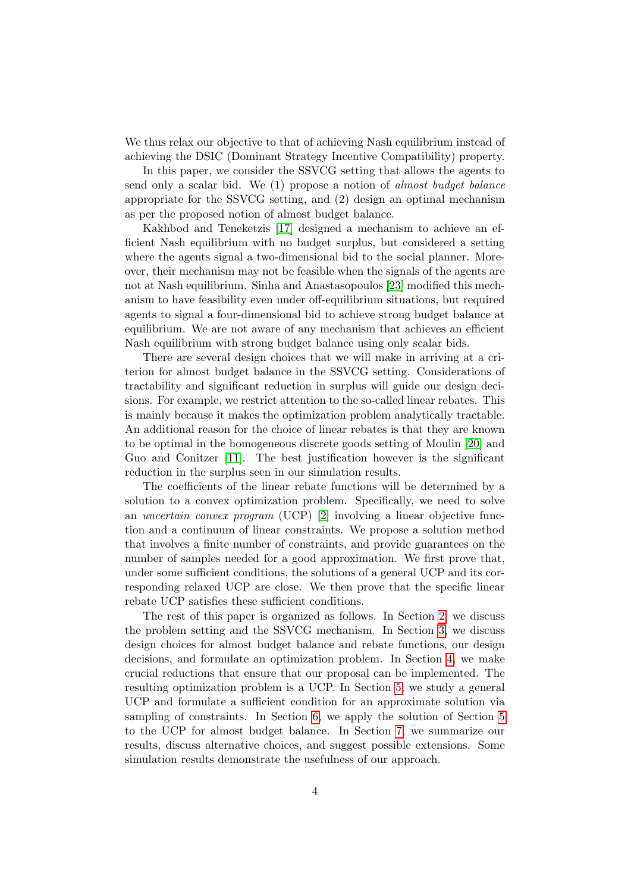We thus relax our objective to that of achieving Nash equilibrium instead of achieving the DSIC (Dominant Strategy Incentive Compatibility) property.

In this paper, we consider the SSVCG setting that allows the agents to send only a scalar bid. We (1) propose a notion of *almost budget balance* appropriate for the SSVCG setting, and (2) design an optimal mechanism as per the proposed notion of almost budget balance.

Kakhbod and Teneketzis [17] designed a mechanism to achieve an efficient Nash equilibrium with no budget surplus, but considered a setting where the agents signal a two-dimensional bid to the social planner. Moreover, their mechanism may not be feasible when the signals of the agents are not at Nash equilibrium. Sinha and Anastasopoulos [23] modified this mechanism to have feasibility even under off-equilibrium situations, but required agents to signal a four-dimensional bid to achieve strong budget balance at equilibrium. We are not aware of any mechanism that achieves an efficient Nash equilibrium with strong budget balance using only scalar bids.

There are several design choices that we will make in arriving at a criterion for almost budget balance in the SSVCG setting. Considerations of tractability and significant reduction in surplus will guide our design decisions. For example, we restrict attention to the so-called linear rebates. This is mainly because it makes the optimization problem analytically tractable. An additional reason for the choice of linear rebates is that they are known to be optimal in the homogeneous discrete goods setting of Moulin [20] and Guo and Conitzer [11]. The best justification however is the significant reduction in the surplus seen in our simulation results.

The coefficients of the linear rebate functions will be determined by a solution to a convex optimization problem. Specifically, we need to solve an *uncertain convex program* (UCP) [2] involving a linear objective function and a continuum of linear constraints. We propose a solution method that involves a finite number of constraints, and provide guarantees on the number of samples needed for a good approximation. We first prove that, under some sufficient conditions, the solutions of a general UCP and its corresponding relaxed UCP are close. We then prove that the specific linear rebate UCP satisfies these sufficient conditions.

The rest of this paper is organized as follows. In Section 2, we discuss the problem setting and the SSVCG mechanism. In Section 3, we discuss design choices for almost budget balance and rebate functions, our design decisions, and formulate an optimization problem. In Section 4, we make crucial reductions that ensure that our proposal can be implemented. The resulting optimization problem is a UCP. In Section 5, we study a general UCP and formulate a sufficient condition for an approximate solution via sampling of constraints. In Section 6, we apply the solution of Section 5 to the UCP for almost budget balance. In Section 7, we summarize our results, discuss alternative choices, and suggest possible extensions. Some simulation results demonstrate the usefulness of our approach.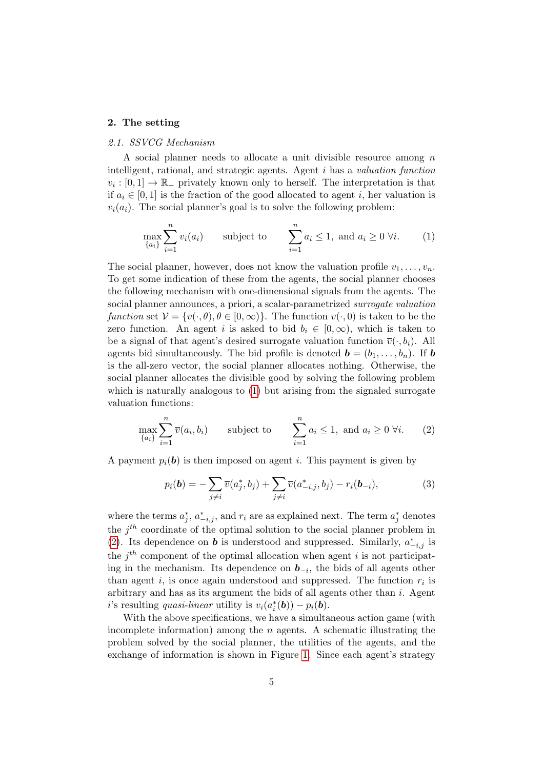## 2. The setting

### 2.1. SSVCG Mechanism

A social planner needs to allocate a unit divisible resource among $n$ intelligent, rational, and strategic agents. Agent $i$ has a *valuation function* $v_i : [0,1] \to \mathbb{R}_+$ privately known only to herself. The interpretation is that if $a_i \in [0,1]$ is the fraction of the good allocated to agent $i$, her valuation is $v_i(a_i)$. The social planner's goal is to solve the following problem:

$$\max_{\{a_i\}} \sum_{i=1}^{n} v_i(a_i) \qquad \text{subject to} \qquad \sum_{i=1}^{n} a_i \leq 1, \text{ and } a_i \geq 0 \ \forall i. \tag{1}$$

The social planner, however, does not know the valuation profile $v_1, \ldots, v_n$. To get some indication of these from the agents, the social planner chooses the following mechanism with one-dimensional signals from the agents. The social planner announces, a priori, a scalar-parametrized *surrogate valuation function* set $\mathcal{V} = \{\overline{v}(\cdot, \theta), \theta \in [0, \infty)\}$. The function $\overline{v}(\cdot, 0)$ is taken to be the zero function. An agent $i$ is asked to bid $b_i \in [0, \infty)$, which is taken to be a signal of that agent's desired surrogate valuation function $\overline{v}(\cdot, b_i)$. All agents bid simultaneously. The bid profile is denoted $\boldsymbol{b} = (b_1, \ldots, b_n)$. If $\boldsymbol{b}$ is the all-zero vector, the social planner allocates nothing. Otherwise, the social planner allocates the divisible good by solving the following problem which is naturally analogous to (1) but arising from the signaled surrogate valuation functions:

$$\max_{\{a_i\}} \sum_{i=1}^{n} \overline{v}(a_i, b_i) \qquad \text{subject to} \qquad \sum_{i=1}^{n} a_i \leq 1, \text{ and } a_i \geq 0 \ \forall i. \tag{2}$$

A payment $p_i(\boldsymbol{b})$ is then imposed on agent $i$. This payment is given by

$$p_i(\boldsymbol{b}) = -\sum_{j \neq i} \overline{v}(a_j^*, b_j) + \sum_{j \neq i} \overline{v}(a_{-i,j}^*, b_j) - r_i(\boldsymbol{b}_{-i}), \tag{3}$$

where the terms $a_j^*$, $a_{-i,j}^*$, and $r_i$ are as explained next. The term $a_j^*$ denotes the $j^{th}$ coordinate of the optimal solution to the social planner problem in (2). Its dependence on $\boldsymbol{b}$ is understood and suppressed. Similarly, $a_{-i,j}^*$ is the $j^{th}$ component of the optimal allocation when agent $i$ is not participating in the mechanism. Its dependence on $\boldsymbol{b}_{-i}$, the bids of all agents other than agent $i$, is once again understood and suppressed. The function $r_i$ is arbitrary and has as its argument the bids of all agents other than $i$. Agent $i$'s resulting *quasi-linear* utility is $v_i(a_i^*(\boldsymbol{b})) - p_i(\boldsymbol{b})$.

With the above specifications, we have a simultaneous action game (with incomplete information) among the $n$ agents. A schematic illustrating the problem solved by the social planner, the utilities of the agents, and the exchange of information is shown in Figure 1. Since each agent's strategy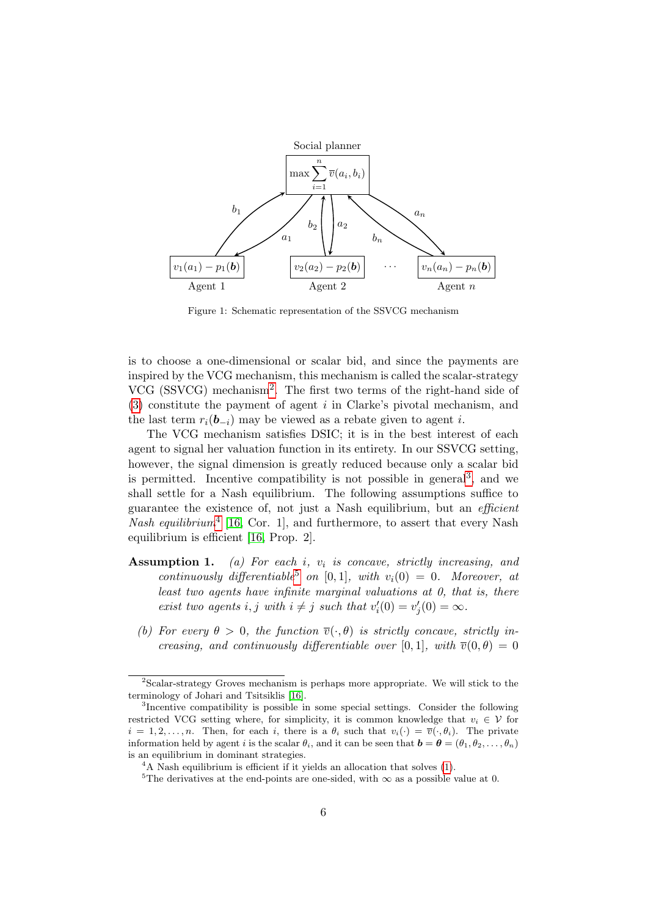Figure 1: Schematic representation of the SSVCG mechanism

is to choose a one-dimensional or scalar bid, and since the payments are inspired by the VCG mechanism, this mechanism is called the scalar-strategy VCG (SSVCG) mechanism[2]. The first two terms of the right-hand side of (3) constitute the payment of agent $i$ in Clarke's pivotal mechanism, and the last term $r_i(\boldsymbol{b}_{-i})$ may be viewed as a rebate given to agent $i$.

The VCG mechanism satisfies DSIC; it is in the best interest of each agent to signal her valuation function in its entirety. In our SSVCG setting, however, the signal dimension is greatly reduced because only a scalar bid is permitted. Incentive compatibility is not possible in general[3], and we shall settle for a Nash equilibrium. The following assumptions suffice to guarantee the existence of, not just a Nash equilibrium, but an *efficient Nash equilibrium*[4] [16, Cor. 1], and furthermore, to assert that every Nash equilibrium is efficient [16, Prop. 2].

**Assumption 1.** *(a) For each $i$, $v_i$ is concave, strictly increasing, and continuously differentiable*[5] *on $[0, 1]$, with $v_i(0) = 0$. Moreover, at least two agents have infinite marginal valuations at 0, that is, there exist two agents $i, j$ with $i \neq j$ such that $v_i'(0) = v_j'(0) = \infty$.*

*(b) For every $\theta > 0$, the function $\overline{v}(\cdot, \theta)$ is strictly concave, strictly increasing, and continuously differentiable over $[0, 1]$, with $\overline{v}(0, \theta) = 0$*

---

[2] Scalar-strategy Groves mechanism is perhaps more appropriate. We will stick to the terminology of Johari and Tsitsiklis [16].

[3] Incentive compatibility is possible in some special settings. Consider the following restricted VCG setting where, for simplicity, it is common knowledge that $v_i \in \mathcal{V}$ for $i = 1, 2, \ldots, n$. Then, for each $i$, there is a $\theta_i$ such that $v_i(\cdot) = \overline{v}(\cdot, \theta_i)$. The private information held by agent $i$ is the scalar $\theta_i$, and it can be seen that $\boldsymbol{b} = \boldsymbol{\theta} = (\theta_1, \theta_2, \ldots, \theta_n)$ is an equilibrium in dominant strategies.

[4] A Nash equilibrium is efficient if it yields an allocation that solves (1).

[5] The derivatives at the end-points are one-sided, with $\infty$ as a possible value at 0.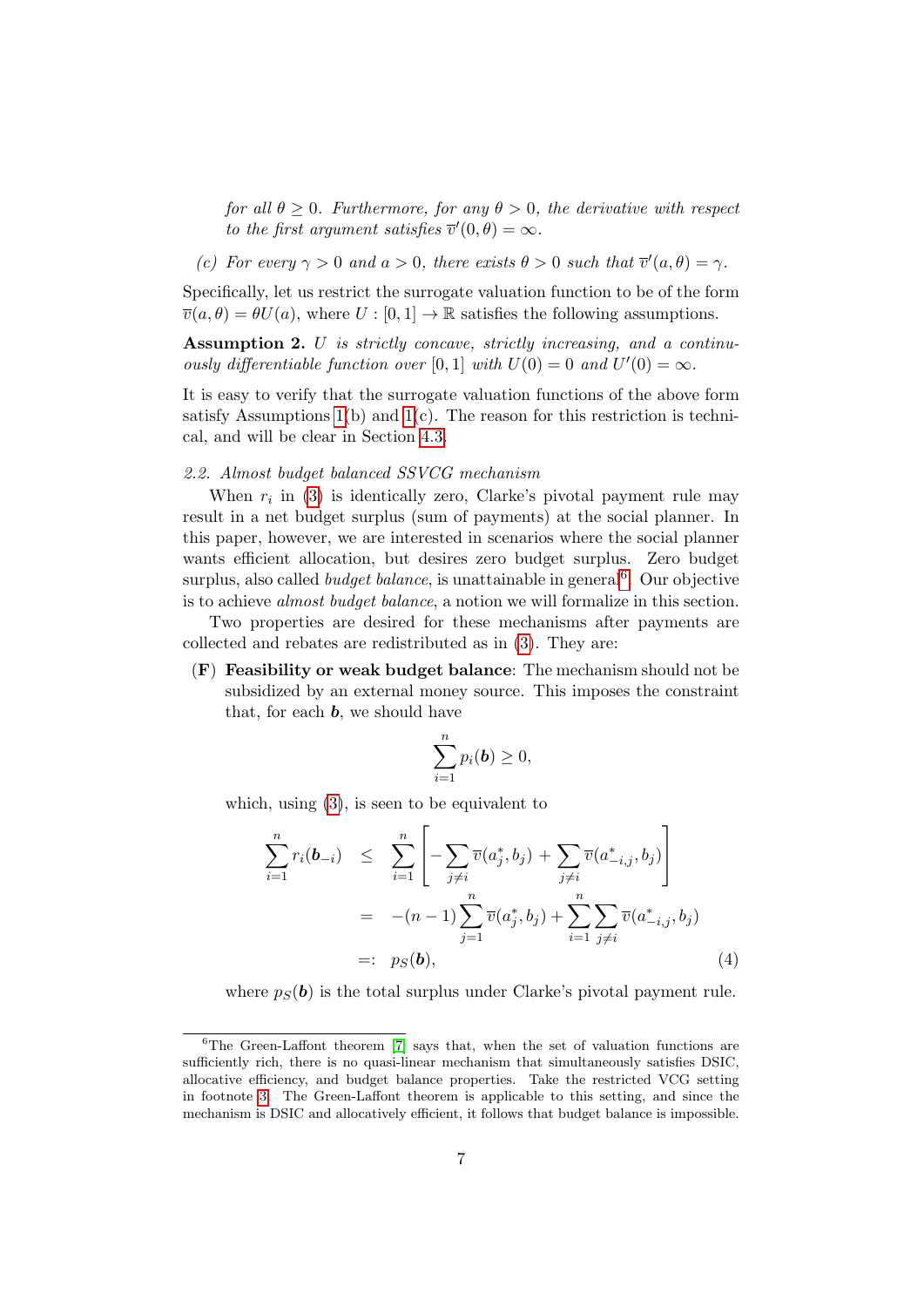*for all $\theta \geq 0$. Furthermore, for any $\theta > 0$, the derivative with respect to the first argument satisfies $\overline{v}'(0, \theta) = \infty$.*

*(c) For every $\gamma > 0$ and $a > 0$, there exists $\theta > 0$ such that $\overline{v}'(a, \theta) = \gamma$.*

Specifically, let us restrict the surrogate valuation function to be of the form $\overline{v}(a, \theta) = \theta U(a)$, where $U : [0, 1] \to \mathbb{R}$ satisfies the following assumptions.

**Assumption 2.** *$U$ is strictly concave, strictly increasing, and a continuously differentiable function over $[0, 1]$ with $U(0) = 0$ and $U'(0) = \infty$.*

It is easy to verify that the surrogate valuation functions of the above form satisfy Assumptions 1(b) and 1(c). The reason for this restriction is technical, and will be clear in Section 4.3.

### *2.2. Almost budget balanced SSVCG mechanism*

When $r_i$ in (3) is identically zero, Clarke's pivotal payment rule may result in a net budget surplus (sum of payments) at the social planner. In this paper, however, we are interested in scenarios where the social planner wants efficient allocation, but desires zero budget surplus. Zero budget surplus, also called *budget balance*, is unattainable in general[6]. Our objective is to achieve *almost budget balance*, a notion we will formalize in this section.

Two properties are desired for these mechanisms after payments are collected and rebates are redistributed as in (3). They are:

**(F) Feasibility or weak budget balance**: The mechanism should not be subsidized by an external money source. This imposes the constraint that, for each $\boldsymbol{b}$, we should have

$$\sum_{i=1}^{n} p_i(\boldsymbol{b}) \geq 0,$$

which, using (3), is seen to be equivalent to

$$\begin{aligned}
\sum_{i=1}^{n} r_i(\boldsymbol{b}_{-i}) &\leq \sum_{i=1}^{n} \left[ -\sum_{j \neq i} \overline{v}(a_j^*, b_j) + \sum_{j \neq i} \overline{v}(a_{-i,j}^*, b_j) \right] \\
&= -(n-1) \sum_{j=1}^{n} \overline{v}(a_j^*, b_j) + \sum_{i=1}^{n} \sum_{j \neq i} \overline{v}(a_{-i,j}^*, b_j) \\
&=: p_S(\boldsymbol{b}),
\end{aligned} \tag{4}$$

where $p_S(\boldsymbol{b})$ is the total surplus under Clarke's pivotal payment rule.

[6]The Green-Laffont theorem [7] says that, when the set of valuation functions are sufficiently rich, there is no quasi-linear mechanism that simultaneously satisfies DSIC, allocative efficiency, and budget balance properties. Take the restricted VCG setting in footnote 3. The Green-Laffont theorem is applicable to this setting, and since the mechanism is DSIC and allocatively efficient, it follows that budget balance is impossible.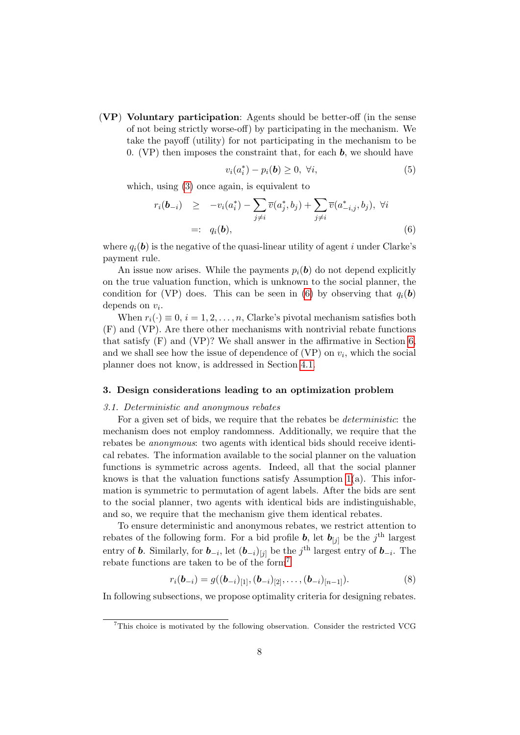**(VP) Voluntary participation**: Agents should be better-off (in the sense of not being strictly worse-off) by participating in the mechanism. We take the payoff (utility) for not participating in the mechanism to be 0. (VP) then imposes the constraint that, for each $\boldsymbol{b}$, we should have

$$v_i(a_i^*) - p_i(\boldsymbol{b}) \geq 0, \ \forall i, \tag{5}$$

which, using (3) once again, is equivalent to

$$\begin{aligned} r_i(\boldsymbol{b}_{-i}) \ &\geq \ -v_i(a_i^*) - \sum_{j \neq i} \overline{v}(a_j^*, b_j) + \sum_{j \neq i} \overline{v}(a_{-i,j}^*, b_j), \ \forall i \\ &=: \ q_i(\boldsymbol{b}), \end{aligned} \tag{6}$$

where $q_i(\boldsymbol{b})$ is the negative of the quasi-linear utility of agent $i$ under Clarke's payment rule.

An issue now arises. While the payments $p_i(\boldsymbol{b})$ do not depend explicitly on the true valuation function, which is unknown to the social planner, the condition for (VP) does. This can be seen in (6) by observing that $q_i(\boldsymbol{b})$ depends on $v_i$.

When $r_i(\cdot) \equiv 0$, $i = 1, 2, \ldots, n$, Clarke's pivotal mechanism satisfies both (F) and (VP). Are there other mechanisms with nontrivial rebate functions that satisfy (F) and (VP)? We shall answer in the affirmative in Section 6, and we shall see how the issue of dependence of (VP) on $v_i$, which the social planner does not know, is addressed in Section 4.1.

## 3. Design considerations leading to an optimization problem

### 3.1. Deterministic and anonymous rebates

For a given set of bids, we require that the rebates be *deterministic*: the mechanism does not employ randomness. Additionally, we require that the rebates be *anonymous*: two agents with identical bids should receive identical rebates. The information available to the social planner on the valuation functions is symmetric across agents. Indeed, all that the social planner knows is that the valuation functions satisfy Assumption 1(a). This information is symmetric to permutation of agent labels. After the bids are sent to the social planner, two agents with identical bids are indistinguishable, and so, we require that the mechanism give them identical rebates.

To ensure deterministic and anonymous rebates, we restrict attention to rebates of the following form. For a bid profile $\boldsymbol{b}$, let $\boldsymbol{b}_{[j]}$ be the $j^{\text{th}}$ largest entry of $\boldsymbol{b}$. Similarly, for $\boldsymbol{b}_{-i}$, let $(\boldsymbol{b}_{-i})_{[j]}$ be the $j^{\text{th}}$ largest entry of $\boldsymbol{b}_{-i}$. The rebate functions are taken to be of the form[7]

$$r_i(\boldsymbol{b}_{-i}) = g((\boldsymbol{b}_{-i})_{[1]}, (\boldsymbol{b}_{-i})_{[2]}, \ldots, (\boldsymbol{b}_{-i})_{[n-1]}). \tag{8}$$

In following subsections, we propose optimality criteria for designing rebates.

[7] This choice is motivated by the following observation. Consider the restricted VCG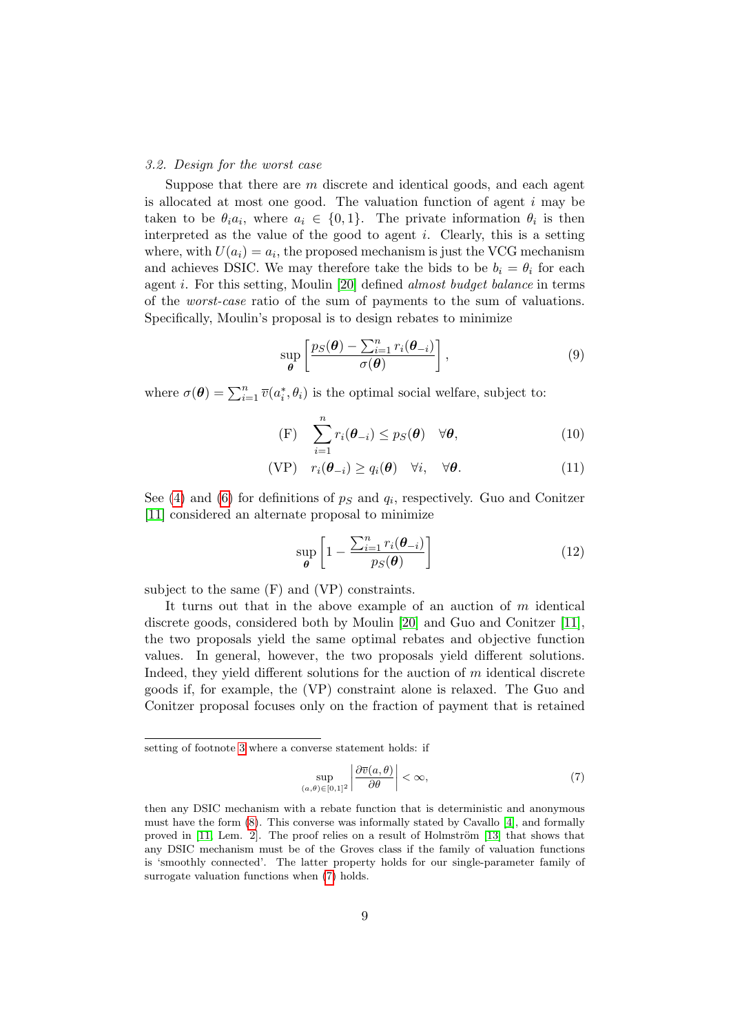*3.2. Design for the worst case*

Suppose that there are $m$ discrete and identical goods, and each agent is allocated at most one good. The valuation function of agent $i$ may be taken to be $\theta_i a_i$, where $a_i \in \{0, 1\}$. The private information $\theta_i$ is then interpreted as the value of the good to agent $i$. Clearly, this is a setting where, with $U(a_i) = a_i$, the proposed mechanism is just the VCG mechanism and achieves DSIC. We may therefore take the bids to be $b_i = \theta_i$ for each agent $i$. For this setting, Moulin [20] defined *almost budget balance* in terms of the *worst-case* ratio of the sum of payments to the sum of valuations. Specifically, Moulin's proposal is to design rebates to minimize

$$\sup_{\boldsymbol{\theta}} \left[ \frac{p_S(\boldsymbol{\theta}) - \sum_{i=1}^n r_i(\boldsymbol{\theta}_{-i})}{\sigma(\boldsymbol{\theta})} \right], \tag{9}$$

where $\sigma(\boldsymbol{\theta}) = \sum_{i=1}^n \overline{v}(a_i^*, \theta_i)$ is the optimal social welfare, subject to:

$$\text{(F)} \quad \sum_{i=1}^n r_i(\boldsymbol{\theta}_{-i}) \leq p_S(\boldsymbol{\theta}) \quad \forall \boldsymbol{\theta}, \tag{10}$$

$$\text{(VP)} \quad r_i(\boldsymbol{\theta}_{-i}) \geq q_i(\boldsymbol{\theta}) \quad \forall i, \quad \forall \boldsymbol{\theta}. \tag{11}$$

See (4) and (6) for definitions of $p_S$ and $q_i$, respectively. Guo and Conitzer [11] considered an alternate proposal to minimize

$$\sup_{\boldsymbol{\theta}} \left[ 1 - \frac{\sum_{i=1}^n r_i(\boldsymbol{\theta}_{-i})}{p_S(\boldsymbol{\theta})} \right] \tag{12}$$

subject to the same (F) and (VP) constraints.

It turns out that in the above example of an auction of $m$ identical discrete goods, considered both by Moulin [20] and Guo and Conitzer [11], the two proposals yield the same optimal rebates and objective function values. In general, however, the two proposals yield different solutions. Indeed, they yield different solutions for the auction of $m$ identical discrete goods if, for example, the (VP) constraint alone is relaxed. The Guo and Conitzer proposal focuses only on the fraction of payment that is retained

---

setting of footnote 3 where a converse statement holds: if

$$\sup_{(a,\theta) \in [0,1]^2} \left| \frac{\partial \overline{v}(a, \theta)}{\partial \theta} \right| < \infty, \tag{7}$$

then any DSIC mechanism with a rebate function that is deterministic and anonymous must have the form (8). This converse was informally stated by Cavallo [4], and formally proved in [11, Lem. 2]. The proof relies on a result of Holmström [13] that shows that any DSIC mechanism must be of the Groves class if the family of valuation functions is 'smoothly connected'. The latter property holds for our single-parameter family of surrogate valuation functions when (7) holds.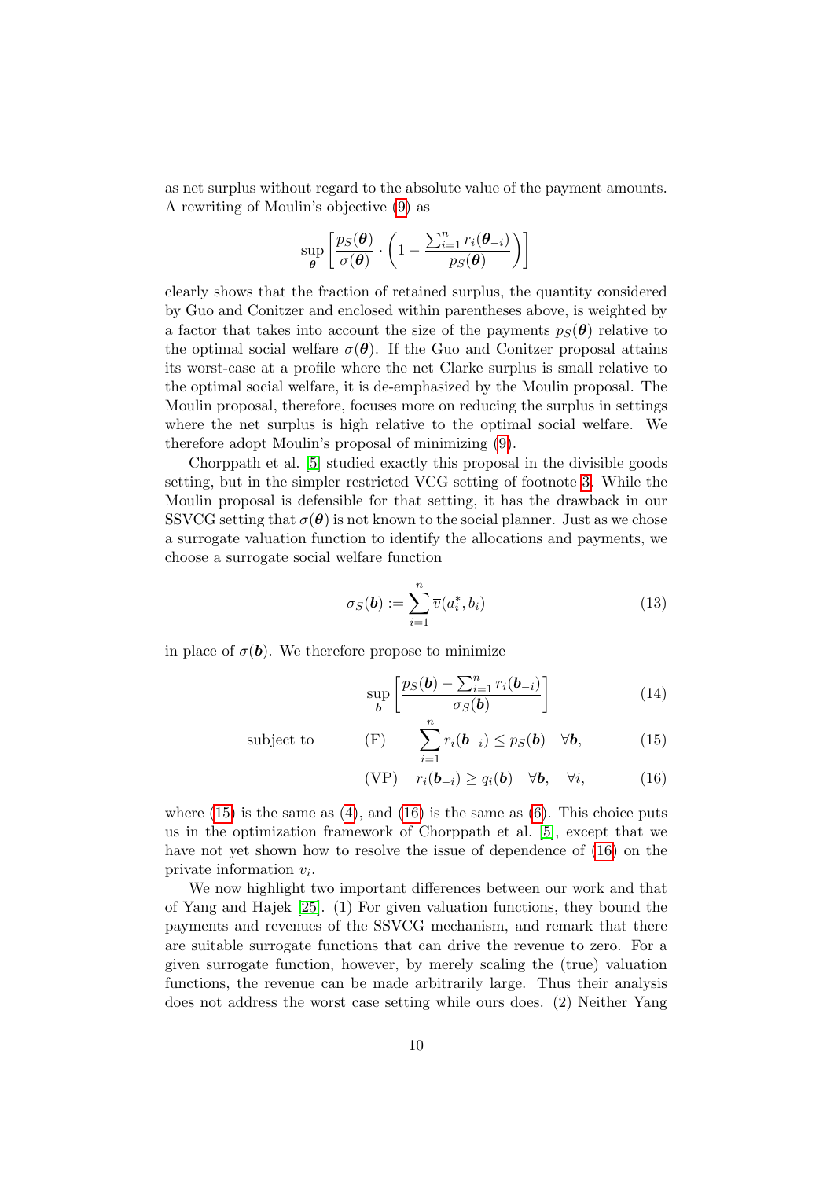as net surplus without regard to the absolute value of the payment amounts. A rewriting of Moulin's objective (9) as

$$\sup_{\boldsymbol{\theta}} \left[ \frac{p_S(\boldsymbol{\theta})}{\sigma(\boldsymbol{\theta})} \cdot \left( 1 - \frac{\sum_{i=1}^n r_i(\boldsymbol{\theta}_{-i})}{p_S(\boldsymbol{\theta})} \right) \right]$$

clearly shows that the fraction of retained surplus, the quantity considered by Guo and Conitzer and enclosed within parentheses above, is weighted by a factor that takes into account the size of the payments $p_S(\boldsymbol{\theta})$ relative to the optimal social welfare $\sigma(\boldsymbol{\theta})$. If the Guo and Conitzer proposal attains its worst-case at a profile where the net Clarke surplus is small relative to the optimal social welfare, it is de-emphasized by the Moulin proposal. The Moulin proposal, therefore, focuses more on reducing the surplus in settings where the net surplus is high relative to the optimal social welfare. We therefore adopt Moulin's proposal of minimizing (9).

Chorppath et al. [5] studied exactly this proposal in the divisible goods setting, but in the simpler restricted VCG setting of footnote 3. While the Moulin proposal is defensible for that setting, it has the drawback in our SSVCG setting that $\sigma(\boldsymbol{\theta})$ is not known to the social planner. Just as we chose a surrogate valuation function to identify the allocations and payments, we choose a surrogate social welfare function

$$\sigma_S(\boldsymbol{b}) := \sum_{i=1}^n \overline{v}(a_i^*, b_i) \tag{13}$$

in place of $\sigma(\boldsymbol{b})$. We therefore propose to minimize

$$\sup_{\boldsymbol{b}} \left[ \frac{p_S(\boldsymbol{b}) - \sum_{i=1}^n r_i(\boldsymbol{b}_{-i})}{\sigma_S(\boldsymbol{b})} \right] \tag{14}$$

$$\text{subject to} \qquad \text{(F)} \qquad \sum_{i=1}^n r_i(\boldsymbol{b}_{-i}) \le p_S(\boldsymbol{b}) \quad \forall \boldsymbol{b}, \tag{15}$$

$$\text{(VP)} \quad r_i(\boldsymbol{b}_{-i}) \ge q_i(\boldsymbol{b}) \quad \forall \boldsymbol{b}, \quad \forall i, \tag{16}$$

where (15) is the same as (4), and (16) is the same as (6). This choice puts us in the optimization framework of Chorppath et al. [5], except that we have not yet shown how to resolve the issue of dependence of (16) on the private information $v_i$.

We now highlight two important differences between our work and that of Yang and Hajek [25]. (1) For given valuation functions, they bound the payments and revenues of the SSVCG mechanism, and remark that there are suitable surrogate functions that can drive the revenue to zero. For a given surrogate function, however, by merely scaling the (true) valuation functions, the revenue can be made arbitrarily large. Thus their analysis does not address the worst case setting while ours does. (2) Neither Yang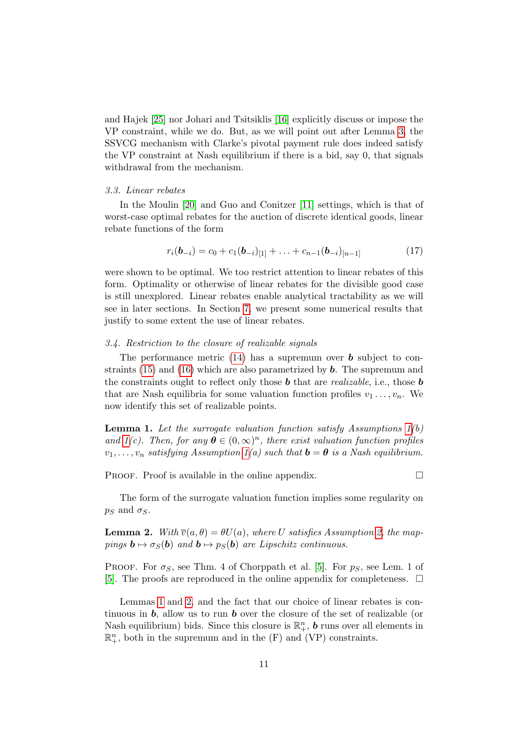and Hajek [25] nor Johari and Tsitsiklis [16] explicitly discuss or impose the VP constraint, while we do. But, as we will point out after Lemma 3, the SSVCG mechanism with Clarke's pivotal payment rule does indeed satisfy the VP constraint at Nash equilibrium if there is a bid, say 0, that signals withdrawal from the mechanism.

### *3.3. Linear rebates*

In the Moulin [20] and Guo and Conitzer [11] settings, which is that of worst-case optimal rebates for the auction of discrete identical goods, linear rebate functions of the form

$$r_i(\boldsymbol{b}_{-i}) = c_0 + c_1(\boldsymbol{b}_{-i})_{[1]} + \ldots + c_{n-1}(\boldsymbol{b}_{-i})_{[n-1]} \tag{17}$$

were shown to be optimal. We too restrict attention to linear rebates of this form. Optimality or otherwise of linear rebates for the divisible good case is still unexplored. Linear rebates enable analytical tractability as we will see in later sections. In Section 7, we present some numerical results that justify to some extent the use of linear rebates.

### *3.4. Restriction to the closure of realizable signals*

The performance metric (14) has a supremum over $\boldsymbol{b}$ subject to constraints (15) and (16) which are also parametrized by $\boldsymbol{b}$. The supremum and the constraints ought to reflect only those $\boldsymbol{b}$ that are *realizable*, i.e., those $\boldsymbol{b}$ that are Nash equilibria for some valuation function profiles $v_1 \ldots, v_n$. We now identify this set of realizable points.

**Lemma 1.** *Let the surrogate valuation function satisfy Assumptions 1(b) and 1(c). Then, for any $\boldsymbol{\theta} \in (0, \infty)^n$, there exist valuation function profiles $v_1, \ldots, v_n$ satisfying Assumption 1(a) such that $\boldsymbol{b} = \boldsymbol{\theta}$ is a Nash equilibrium.*

Proof. Proof is available in the online appendix. □

The form of the surrogate valuation function implies some regularity on $p_S$ and $\sigma_S$.

**Lemma 2.** *With $\overline{v}(a, \theta) = \theta U(a)$, where $U$ satisfies Assumption 2, the mappings $\boldsymbol{b} \mapsto \sigma_S(\boldsymbol{b})$ and $\boldsymbol{b} \mapsto p_S(\boldsymbol{b})$ are Lipschitz continuous.*

Proof. For $\sigma_S$, see Thm. 4 of Chorppath et al. [5]. For $p_S$, see Lem. 1 of [5]. The proofs are reproduced in the online appendix for completeness. □

Lemmas 1 and 2, and the fact that our choice of linear rebates is continuous in $\boldsymbol{b}$, allow us to run $\boldsymbol{b}$ over the closure of the set of realizable (or Nash equilibrium) bids. Since this closure is $\mathbb{R}^n_+$, $\boldsymbol{b}$ runs over all elements in $\mathbb{R}^n_+$, both in the supremum and in the (F) and (VP) constraints.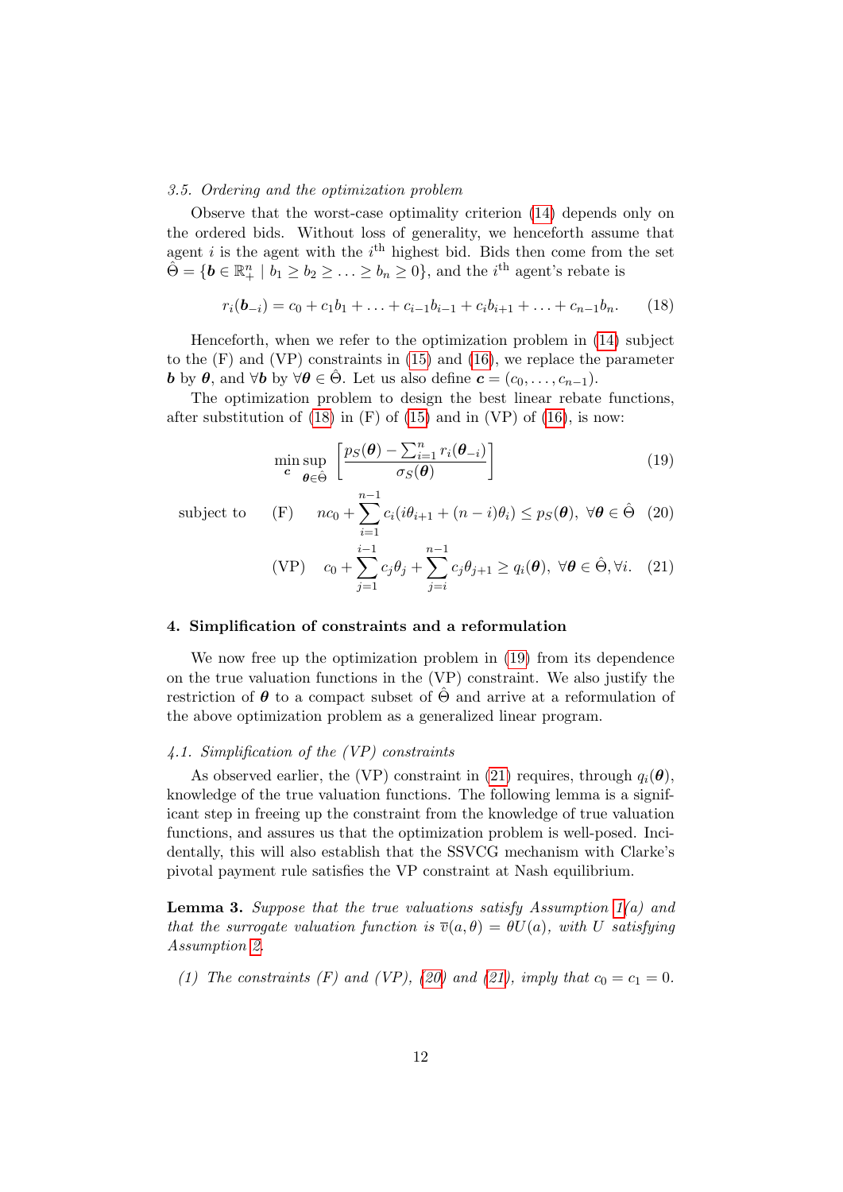### 3.5. Ordering and the optimization problem

Observe that the worst-case optimality criterion (14) depends only on the ordered bids. Without loss of generality, we henceforth assume that agent $i$ is the agent with the $i^{\text{th}}$ highest bid. Bids then come from the set $\hat{\Theta} = \{\boldsymbol{b} \in \mathbb{R}_+^n \mid b_1 \geq b_2 \geq \ldots \geq b_n \geq 0\}$, and the $i^{\text{th}}$ agent's rebate is

$$r_i(\boldsymbol{b}_{-i}) = c_0 + c_1 b_1 + \ldots + c_{i-1} b_{i-1} + c_i b_{i+1} + \ldots + c_{n-1} b_n. \tag{18}$$

Henceforth, when we refer to the optimization problem in (14) subject to the (F) and (VP) constraints in (15) and (16), we replace the parameter $\boldsymbol{b}$ by $\boldsymbol{\theta}$, and $\forall \boldsymbol{b}$ by $\forall \boldsymbol{\theta} \in \hat{\Theta}$. Let us also define $\boldsymbol{c} = (c_0, \ldots, c_{n-1})$.

The optimization problem to design the best linear rebate functions, after substitution of (18) in (F) of (15) and in (VP) of (16), is now:

$$\min_{\boldsymbol{c}} \sup_{\boldsymbol{\theta} \in \hat{\Theta}} \left[ \frac{p_S(\boldsymbol{\theta}) - \sum_{i=1}^n r_i(\boldsymbol{\theta}_{-i})}{\sigma_S(\boldsymbol{\theta})} \right] \tag{19}$$

$$\text{subject to} \quad \text{(F)} \quad nc_0 + \sum_{i=1}^{n-1} c_i (i\theta_{i+1} + (n-i)\theta_i) \leq p_S(\boldsymbol{\theta}), \ \forall \boldsymbol{\theta} \in \hat{\Theta} \tag{20}$$

$$\text{(VP)} \quad c_0 + \sum_{j=1}^{i-1} c_j \theta_j + \sum_{j=i}^{n-1} c_j \theta_{j+1} \geq q_i(\boldsymbol{\theta}), \ \forall \boldsymbol{\theta} \in \hat{\Theta}, \forall i. \tag{21}$$

## 4. Simplification of constraints and a reformulation

We now free up the optimization problem in (19) from its dependence on the true valuation functions in the (VP) constraint. We also justify the restriction of $\boldsymbol{\theta}$ to a compact subset of $\hat{\Theta}$ and arrive at a reformulation of the above optimization problem as a generalized linear program.

### 4.1. Simplification of the (VP) constraints

As observed earlier, the (VP) constraint in (21) requires, through $q_i(\boldsymbol{\theta})$, knowledge of the true valuation functions. The following lemma is a significant step in freeing up the constraint from the knowledge of true valuation functions, and assures us that the optimization problem is well-posed. Incidentally, this will also establish that the SSVCG mechanism with Clarke's pivotal payment rule satisfies the VP constraint at Nash equilibrium.

**Lemma 3.** *Suppose that the true valuations satisfy Assumption 1(a) and that the surrogate valuation function is $\overline{v}(a, \theta) = \theta U(a)$, with $U$ satisfying Assumption 2.*

*(1) The constraints (F) and (VP), (20) and (21), imply that $c_0 = c_1 = 0$.*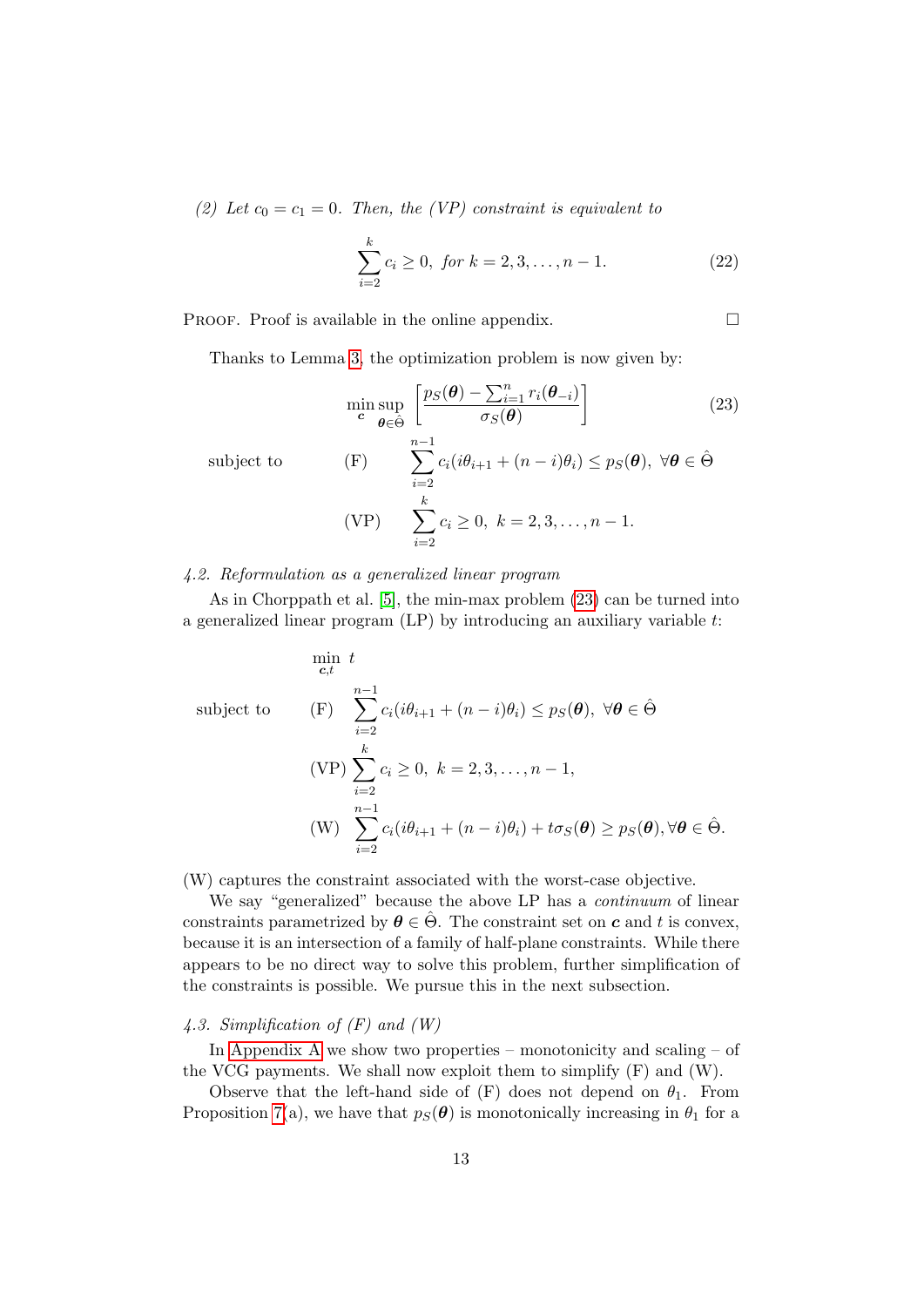*(2) Let $c_0 = c_1 = 0$. Then, the (VP) constraint is equivalent to*

$$\sum_{i=2}^{k} c_i \geq 0, \text{ for } k = 2, 3, \ldots, n-1. \tag{22}$$

Proof. Proof is available in the online appendix. □

Thanks to Lemma 3, the optimization problem is now given by:

$$\min_{\boldsymbol{c}} \sup_{\boldsymbol{\theta} \in \hat{\Theta}} \left[ \frac{p_S(\boldsymbol{\theta}) - \sum_{i=1}^{n} r_i(\boldsymbol{\theta}_{-i})}{\sigma_S(\boldsymbol{\theta})} \right] \tag{23}$$

$$\text{subject to} \qquad \text{(F)} \quad \sum_{i=2}^{n-1} c_i (i\theta_{i+1} + (n-i)\theta_i) \leq p_S(\boldsymbol{\theta}), \ \forall \boldsymbol{\theta} \in \hat{\Theta}$$

$$\text{(VP)} \quad \sum_{i=2}^{k} c_i \geq 0, \ k = 2, 3, \ldots, n-1.$$

*4.2. Reformulation as a generalized linear program*

As in Chorppath et al. [5], the min-max problem (23) can be turned into a generalized linear program (LP) by introducing an auxiliary variable $t$:

$$\min_{\boldsymbol{c}, t} \ t$$

$$\text{subject to} \qquad \text{(F)} \quad \sum_{i=2}^{n-1} c_i (i\theta_{i+1} + (n-i)\theta_i) \leq p_S(\boldsymbol{\theta}), \ \forall \boldsymbol{\theta} \in \hat{\Theta}$$

$$\text{(VP)} \sum_{i=2}^{k} c_i \geq 0, \ k = 2, 3, \ldots, n-1,$$

$$\text{(W)} \quad \sum_{i=2}^{n-1} c_i (i\theta_{i+1} + (n-i)\theta_i) + t\sigma_S(\boldsymbol{\theta}) \geq p_S(\boldsymbol{\theta}), \forall \boldsymbol{\theta} \in \hat{\Theta}.$$

(W) captures the constraint associated with the worst-case objective.

We say "generalized" because the above LP has a *continuum* of linear constraints parametrized by $\boldsymbol{\theta} \in \hat{\Theta}$. The constraint set on $\boldsymbol{c}$ and $t$ is convex, because it is an intersection of a family of half-plane constraints. While there appears to be no direct way to solve this problem, further simplification of the constraints is possible. We pursue this in the next subsection.

*4.3. Simplification of (F) and (W)*

In Appendix A we show two properties – monotonicity and scaling – of the VCG payments. We shall now exploit them to simplify (F) and (W).

Observe that the left-hand side of (F) does not depend on $\theta_1$. From Proposition 7(a), we have that $p_S(\boldsymbol{\theta})$ is monotonically increasing in $\theta_1$ for a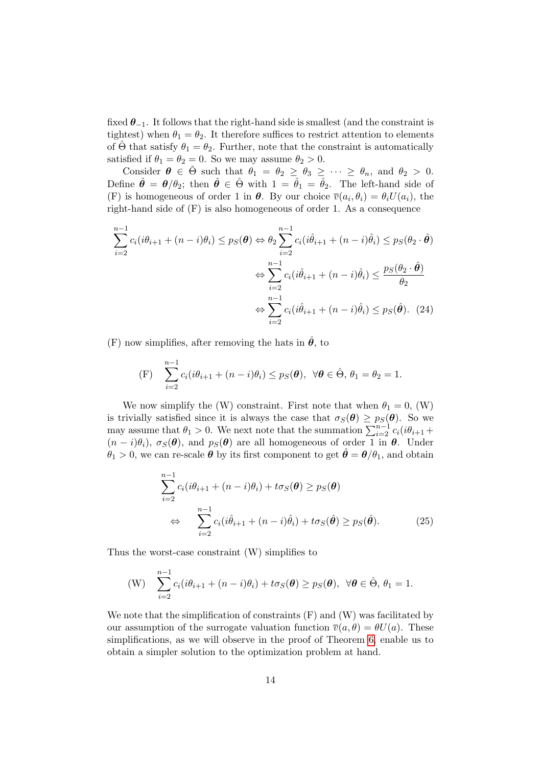fixed $\boldsymbol{\theta}_{-1}$. It follows that the right-hand side is smallest (and the constraint is tightest) when $\theta_1 = \theta_2$. It therefore suffices to restrict attention to elements of $\hat{\Theta}$ that satisfy $\theta_1 = \theta_2$. Further, note that the constraint is automatically satisfied if $\theta_1 = \theta_2 = 0$. So we may assume $\theta_2 > 0$.

Consider $\boldsymbol{\theta} \in \hat{\Theta}$ such that $\theta_1 = \theta_2 \geq \theta_3 \geq \cdots \geq \theta_n$, and $\theta_2 > 0$. Define $\hat{\boldsymbol{\theta}} = \boldsymbol{\theta}/\theta_2$; then $\hat{\boldsymbol{\theta}} \in \hat{\Theta}$ with $1 = \hat{\theta}_1 = \hat{\theta}_2$. The left-hand side of (F) is homogeneous of order 1 in $\boldsymbol{\theta}$. By our choice $\overline{v}(a_i, \theta_i) = \theta_i U(a_i)$, the right-hand side of (F) is also homogeneous of order 1. As a consequence

$$
\begin{aligned}
\sum_{i=2}^{n-1} c_i(i\theta_{i+1} + (n-i)\theta_i) \leq p_S(\boldsymbol{\theta}) &\Leftrightarrow \theta_2 \sum_{i=2}^{n-1} c_i(i\hat{\theta}_{i+1} + (n-i)\hat{\theta}_i) \leq p_S(\theta_2 \cdot \hat{\boldsymbol{\theta}}) \\
&\Leftrightarrow \sum_{i=2}^{n-1} c_i(i\hat{\theta}_{i+1} + (n-i)\hat{\theta}_i) \leq \frac{p_S(\theta_2 \cdot \hat{\boldsymbol{\theta}})}{\theta_2} \\
&\Leftrightarrow \sum_{i=2}^{n-1} c_i(i\hat{\theta}_{i+1} + (n-i)\hat{\theta}_i) \leq p_S(\hat{\boldsymbol{\theta}}). \quad (24)
\end{aligned}
$$

(F) now simplifies, after removing the hats in $\hat{\boldsymbol{\theta}}$, to

$$
\text{(F)} \quad \sum_{i=2}^{n-1} c_i(i\theta_{i+1} + (n-i)\theta_i) \leq p_S(\boldsymbol{\theta}), \;\; \forall \boldsymbol{\theta} \in \hat{\Theta},\, \theta_1 = \theta_2 = 1.
$$

We now simplify the (W) constraint. First note that when $\theta_1 = 0$, (W) is trivially satisfied since it is always the case that $\sigma_S(\boldsymbol{\theta}) \geq p_S(\boldsymbol{\theta})$. So we may assume that $\theta_1 > 0$. We next note that the summation $\sum_{i=2}^{n-1} c_i(i\theta_{i+1} + (n-i)\theta_i)$, $\sigma_S(\boldsymbol{\theta})$, and $p_S(\boldsymbol{\theta})$ are all homogeneous of order 1 in $\boldsymbol{\theta}$. Under $\theta_1 > 0$, we can re-scale $\boldsymbol{\theta}$ by its first component to get $\hat{\boldsymbol{\theta}} = \boldsymbol{\theta}/\theta_1$, and obtain

$$
\begin{aligned}
&\sum_{i=2}^{n-1} c_i(i\theta_{i+1} + (n-i)\theta_i) + t\sigma_S(\boldsymbol{\theta}) \geq p_S(\boldsymbol{\theta}) \\
&\quad \Leftrightarrow \quad \sum_{i=2}^{n-1} c_i(i\hat{\theta}_{i+1} + (n-i)\hat{\theta}_i) + t\sigma_S(\hat{\boldsymbol{\theta}}) \geq p_S(\hat{\boldsymbol{\theta}}). \qquad (25)
\end{aligned}
$$

Thus the worst-case constraint (W) simplifies to

$$
\text{(W)} \quad \sum_{i=2}^{n-1} c_i(i\theta_{i+1} + (n-i)\theta_i) + t\sigma_S(\boldsymbol{\theta}) \geq p_S(\boldsymbol{\theta}), \;\; \forall \boldsymbol{\theta} \in \hat{\Theta},\, \theta_1 = 1.
$$

We note that the simplification of constraints (F) and (W) was facilitated by our assumption of the surrogate valuation function $\overline{v}(a, \theta) = \theta U(a)$. These simplifications, as we will observe in the proof of Theorem 6, enable us to obtain a simpler solution to the optimization problem at hand.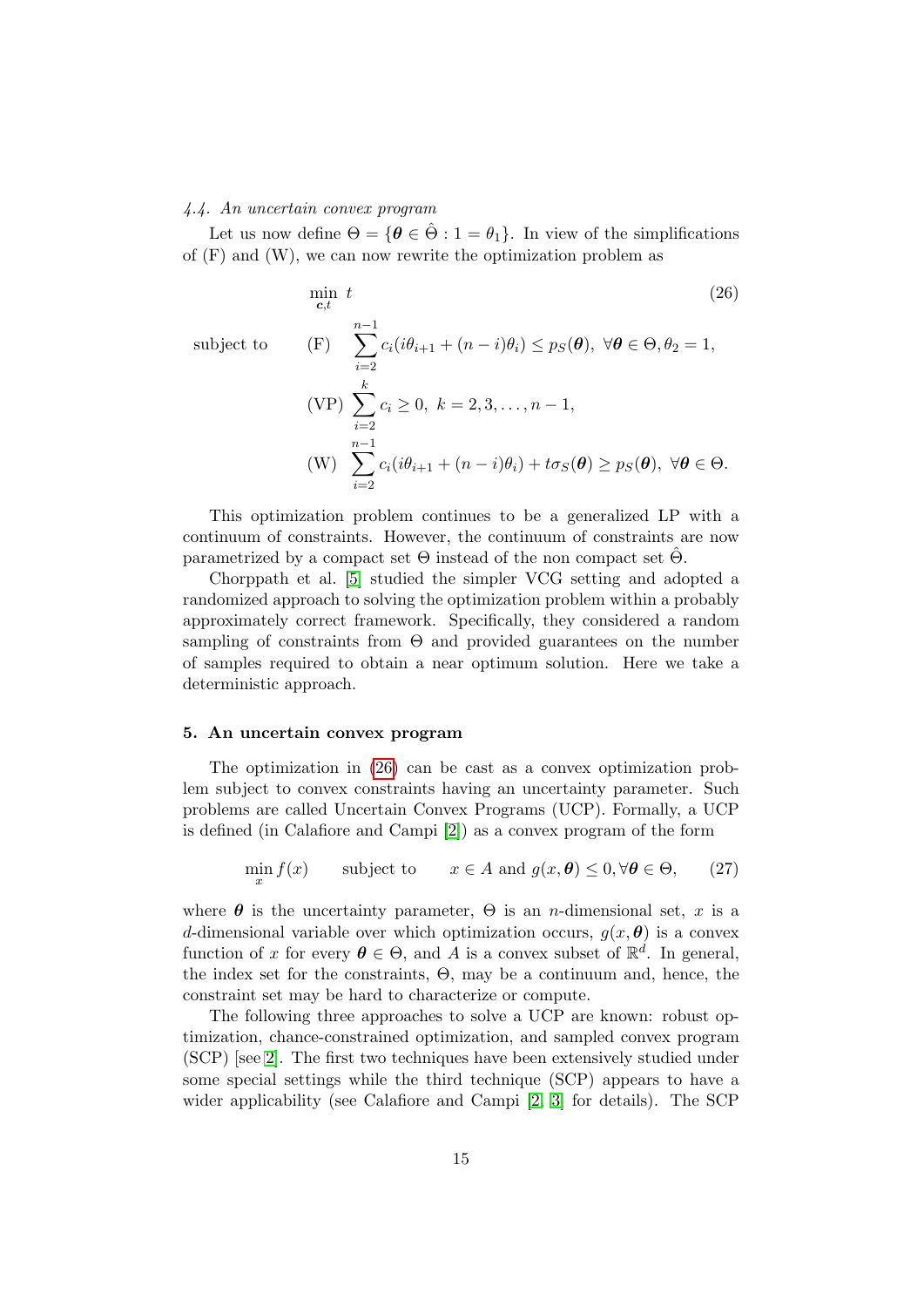### 4.4. An uncertain convex program

Let us now define $\Theta = \{\boldsymbol{\theta} \in \hat{\Theta} : 1 = \theta_1\}$. In view of the simplifications of (F) and (W), we can now rewrite the optimization problem as

$$
\begin{aligned}
&\min_{\boldsymbol{c},t} \ t && (26)\\
\text{subject to} \quad & \text{(F)} \quad \sum_{i=2}^{n-1} c_i(i\theta_{i+1} + (n-i)\theta_i) \le p_S(\boldsymbol{\theta}), \ \forall \boldsymbol{\theta} \in \Theta, \theta_2 = 1, \\
& \text{(VP)} \ \sum_{i=2}^{k} c_i \ge 0, \ k = 2, 3, \ldots, n-1, \\
& \text{(W)} \quad \sum_{i=2}^{n-1} c_i(i\theta_{i+1} + (n-i)\theta_i) + t\sigma_S(\boldsymbol{\theta}) \ge p_S(\boldsymbol{\theta}), \ \forall \boldsymbol{\theta} \in \Theta.
\end{aligned}
$$

This optimization problem continues to be a generalized LP with a continuum of constraints. However, the continuum of constraints are now parametrized by a compact set $\Theta$ instead of the non compact set $\hat{\Theta}$.

Chorppath et al. [5] studied the simpler VCG setting and adopted a randomized approach to solving the optimization problem within a probably approximately correct framework. Specifically, they considered a random sampling of constraints from $\Theta$ and provided guarantees on the number of samples required to obtain a near optimum solution. Here we take a deterministic approach.

## 5. An uncertain convex program

The optimization in (26) can be cast as a convex optimization problem subject to convex constraints having an uncertainty parameter. Such problems are called Uncertain Convex Programs (UCP). Formally, a UCP is defined (in Calafiore and Campi [2]) as a convex program of the form

$$
\min_{x} f(x) \qquad \text{subject to} \qquad x \in A \text{ and } g(x, \boldsymbol{\theta}) \le 0, \forall \boldsymbol{\theta} \in \Theta, \qquad (27)
$$

where $\boldsymbol{\theta}$ is the uncertainty parameter, $\Theta$ is an $n$-dimensional set, $x$ is a $d$-dimensional variable over which optimization occurs, $g(x, \boldsymbol{\theta})$ is a convex function of $x$ for every $\boldsymbol{\theta} \in \Theta$, and $A$ is a convex subset of $\mathbb{R}^d$. In general, the index set for the constraints, $\Theta$, may be a continuum and, hence, the constraint set may be hard to characterize or compute.

The following three approaches to solve a UCP are known: robust optimization, chance-constrained optimization, and sampled convex program (SCP) [see 2]. The first two techniques have been extensively studied under some special settings while the third technique (SCP) appears to have a wider applicability (see Calafiore and Campi [2, 3] for details). The SCP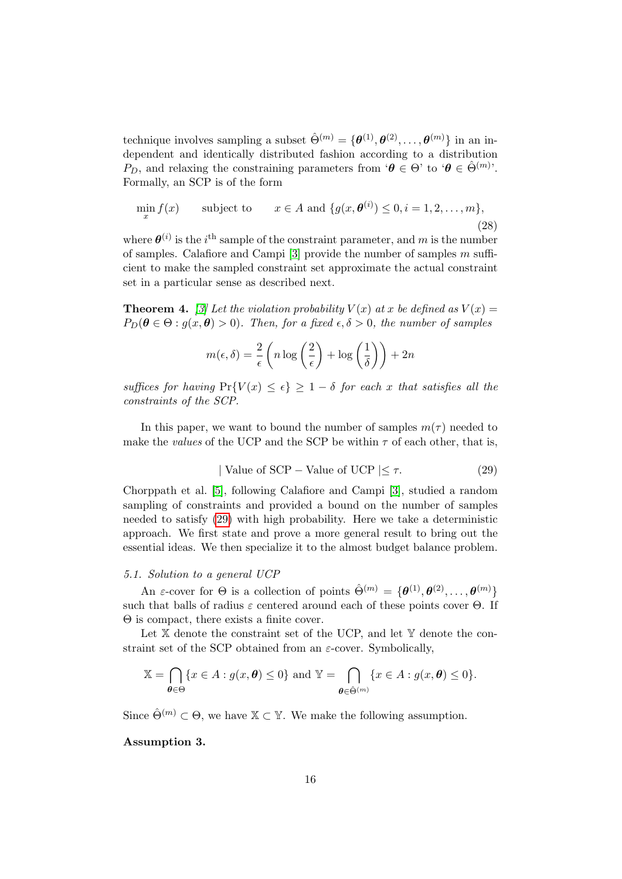technique involves sampling a subset $\hat{\Theta}^{(m)} = \{\boldsymbol{\theta}^{(1)}, \boldsymbol{\theta}^{(2)}, \ldots, \boldsymbol{\theta}^{(m)}\}$ in an independent and identically distributed fashion according to a distribution $P_D$, and relaxing the constraining parameters from '$\boldsymbol{\theta} \in \Theta$' to '$\boldsymbol{\theta} \in \hat{\Theta}^{(m)}$'. Formally, an SCP is of the form

$$\min_x f(x) \qquad \text{subject to} \qquad x \in A \text{ and } \{g(x, \boldsymbol{\theta}^{(i)}) \leq 0, i = 1, 2, \ldots, m\}, \tag{28}$$

where $\boldsymbol{\theta}^{(i)}$ is the $i^{\text{th}}$ sample of the constraint parameter, and $m$ is the number of samples. Calafiore and Campi [3] provide the number of samples $m$ sufficient to make the sampled constraint set approximate the actual constraint set in a particular sense as described next.

**Theorem 4.** *[3] Let the violation probability $V(x)$ at $x$ be defined as $V(x) = P_D(\boldsymbol{\theta} \in \Theta : g(x, \boldsymbol{\theta}) > 0)$. Then, for a fixed $\epsilon, \delta > 0$, the number of samples*

$$m(\epsilon, \delta) = \frac{2}{\epsilon}\left(n \log\left(\frac{2}{\epsilon}\right) + \log\left(\frac{1}{\delta}\right)\right) + 2n$$

*suffices for having $\Pr\{V(x) \leq \epsilon\} \geq 1 - \delta$ for each $x$ that satisfies all the constraints of the SCP.*

In this paper, we want to bound the number of samples $m(\tau)$ needed to make the *values* of the UCP and the SCP be within $\tau$ of each other, that is,

$$|\text{ Value of SCP} - \text{Value of UCP }| \leq \tau. \tag{29}$$

Chorppath et al. [5], following Calafiore and Campi [3], studied a random sampling of constraints and provided a bound on the number of samples needed to satisfy (29) with high probability. Here we take a deterministic approach. We first state and prove a more general result to bring out the essential ideas. We then specialize it to the almost budget balance problem.

### 5.1. Solution to a general UCP

An $\varepsilon$-cover for $\Theta$ is a collection of points $\hat{\Theta}^{(m)} = \{\boldsymbol{\theta}^{(1)}, \boldsymbol{\theta}^{(2)}, \ldots, \boldsymbol{\theta}^{(m)}\}$ such that balls of radius $\varepsilon$ centered around each of these points cover $\Theta$. If $\Theta$ is compact, there exists a finite cover.

Let $\mathbb{X}$ denote the constraint set of the UCP, and let $\mathbb{Y}$ denote the constraint set of the SCP obtained from an $\varepsilon$-cover. Symbolically,

$$\mathbb{X} = \bigcap_{\boldsymbol{\theta} \in \Theta} \{x \in A : g(x, \boldsymbol{\theta}) \leq 0\} \text{ and } \mathbb{Y} = \bigcap_{\boldsymbol{\theta} \in \hat{\Theta}^{(m)}} \{x \in A : g(x, \boldsymbol{\theta}) \leq 0\}.$$

Since $\hat{\Theta}^{(m)} \subset \Theta$, we have $\mathbb{X} \subset \mathbb{Y}$. We make the following assumption.

**Assumption 3.**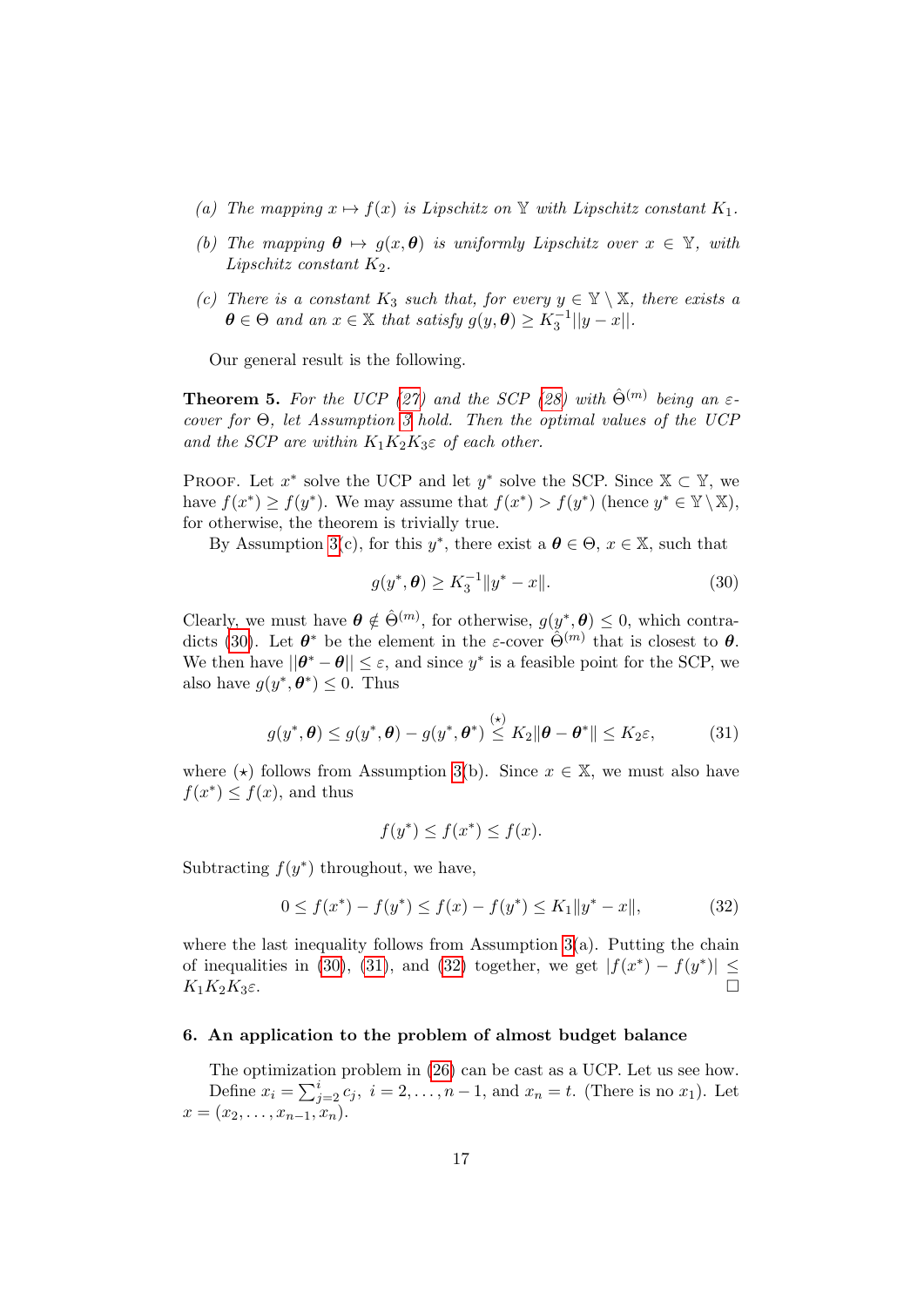*(a) The mapping $x \mapsto f(x)$ is Lipschitz on $\mathbb{Y}$ with Lipschitz constant $K_1$.*

*(b) The mapping $\boldsymbol{\theta} \mapsto g(x, \boldsymbol{\theta})$ is uniformly Lipschitz over $x \in \mathbb{Y}$, with Lipschitz constant $K_2$.*

*(c) There is a constant $K_3$ such that, for every $y \in \mathbb{Y} \setminus \mathbb{X}$, there exists a $\boldsymbol{\theta} \in \Theta$ and an $x \in \mathbb{X}$ that satisfy $g(y, \boldsymbol{\theta}) \geq K_3^{-1}||y - x||$.*

Our general result is the following.

**Theorem 5.** *For the UCP (27) and the SCP (28) with $\hat{\Theta}^{(m)}$ being an $\varepsilon$-cover for $\Theta$, let Assumption 3 hold. Then the optimal values of the UCP and the SCP are within $K_1 K_2 K_3 \varepsilon$ of each other.*

Proof. Let $x^*$ solve the UCP and let $y^*$ solve the SCP. Since $\mathbb{X} \subset \mathbb{Y}$, we have $f(x^*) \geq f(y^*)$. We may assume that $f(x^*) > f(y^*)$ (hence $y^* \in \mathbb{Y} \setminus \mathbb{X}$), for otherwise, the theorem is trivially true.

By Assumption 3(c), for this $y^*$, there exist a $\boldsymbol{\theta} \in \Theta$, $x \in \mathbb{X}$, such that

$$g(y^*, \boldsymbol{\theta}) \geq K_3^{-1} \|y^* - x\|. \tag{30}$$

Clearly, we must have $\boldsymbol{\theta} \notin \hat{\Theta}^{(m)}$, for otherwise, $g(y^*, \boldsymbol{\theta}) \leq 0$, which contradicts (30). Let $\boldsymbol{\theta}^*$ be the element in the $\varepsilon$-cover $\hat{\Theta}^{(m)}$ that is closest to $\boldsymbol{\theta}$. We then have $||\boldsymbol{\theta}^* - \boldsymbol{\theta}|| \leq \varepsilon$, and since $y^*$ is a feasible point for the SCP, we also have $g(y^*, \boldsymbol{\theta}^*) \leq 0$. Thus

$$g(y^*, \boldsymbol{\theta}) \leq g(y^*, \boldsymbol{\theta}) - g(y^*, \boldsymbol{\theta}^*) \overset{(\star)}{\leq} K_2 \|\boldsymbol{\theta} - \boldsymbol{\theta}^*\| \leq K_2 \varepsilon, \tag{31}$$

where $(\star)$ follows from Assumption 3(b). Since $x \in \mathbb{X}$, we must also have $f(x^*) \leq f(x)$, and thus

$$f(y^*) \leq f(x^*) \leq f(x).$$

Subtracting $f(y^*)$ throughout, we have,

$$0 \leq f(x^*) - f(y^*) \leq f(x) - f(y^*) \leq K_1 \|y^* - x\|, \tag{32}$$

where the last inequality follows from Assumption 3(a). Putting the chain of inequalities in (30), (31), and (32) together, we get $|f(x^*) - f(y^*)| \leq K_1 K_2 K_3 \varepsilon$. $\square$

## 6. An application to the problem of almost budget balance

The optimization problem in (26) can be cast as a UCP. Let us see how.

Define $x_i = \sum_{j=2}^{i} c_j, \ i = 2, \ldots, n-1$, and $x_n = t$. (There is no $x_1$). Let $x = (x_2, \ldots, x_{n-1}, x_n)$.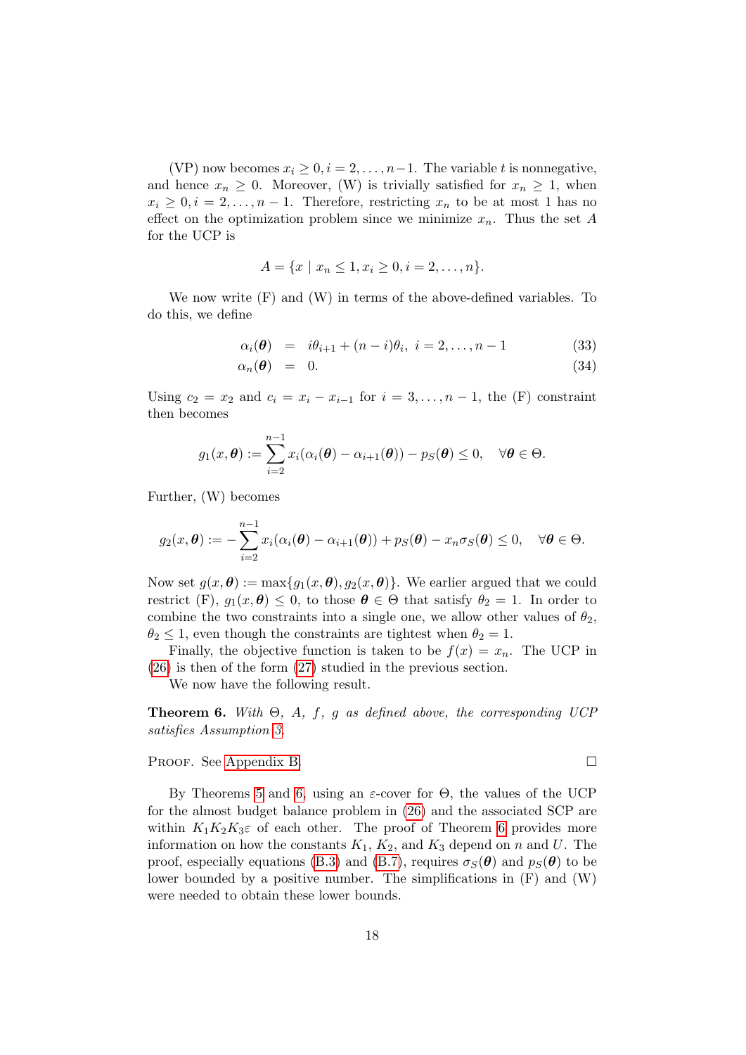(VP) now becomes $x_i \geq 0, i = 2, \ldots, n-1$. The variable $t$ is nonnegative, and hence $x_n \geq 0$. Moreover, (W) is trivially satisfied for $x_n \geq 1$, when $x_i \geq 0, i = 2, \ldots, n-1$. Therefore, restricting $x_n$ to be at most 1 has no effect on the optimization problem since we minimize $x_n$. Thus the set $A$ for the UCP is

$$A = \{x \mid x_n \leq 1, x_i \geq 0, i = 2, \ldots, n\}.$$

We now write (F) and (W) in terms of the above-defined variables. To do this, we define

$$\alpha_i(\boldsymbol{\theta}) = i\theta_{i+1} + (n-i)\theta_i, \; i = 2, \ldots, n-1 \tag{33}$$

$$\alpha_n(\boldsymbol{\theta}) = 0. \tag{34}$$

Using $c_2 = x_2$ and $c_i = x_i - x_{i-1}$ for $i = 3, \ldots, n-1$, the (F) constraint then becomes

$$g_1(x, \boldsymbol{\theta}) := \sum_{i=2}^{n-1} x_i(\alpha_i(\boldsymbol{\theta}) - \alpha_{i+1}(\boldsymbol{\theta})) - p_S(\boldsymbol{\theta}) \leq 0, \quad \forall \boldsymbol{\theta} \in \Theta.$$

Further, (W) becomes

$$g_2(x, \boldsymbol{\theta}) := -\sum_{i=2}^{n-1} x_i(\alpha_i(\boldsymbol{\theta}) - \alpha_{i+1}(\boldsymbol{\theta})) + p_S(\boldsymbol{\theta}) - x_n\sigma_S(\boldsymbol{\theta}) \leq 0, \quad \forall \boldsymbol{\theta} \in \Theta.$$

Now set $g(x, \boldsymbol{\theta}) := \max\{g_1(x, \boldsymbol{\theta}), g_2(x, \boldsymbol{\theta})\}$. We earlier argued that we could restrict (F), $g_1(x, \boldsymbol{\theta}) \leq 0$, to those $\boldsymbol{\theta} \in \Theta$ that satisfy $\theta_2 = 1$. In order to combine the two constraints into a single one, we allow other values of $\theta_2$, $\theta_2 \leq 1$, even though the constraints are tightest when $\theta_2 = 1$.

Finally, the objective function is taken to be $f(x) = x_n$. The UCP in (26) is then of the form (27) studied in the previous section.

We now have the following result.

**Theorem 6.** *With $\Theta$, $A$, $f$, $g$ as defined above, the corresponding UCP satisfies Assumption 3.*

Proof. See Appendix B. □

By Theorems 5 and 6, using an $\varepsilon$-cover for $\Theta$, the values of the UCP for the almost budget balance problem in (26) and the associated SCP are within $K_1K_2K_3\varepsilon$ of each other. The proof of Theorem 6 provides more information on how the constants $K_1$, $K_2$, and $K_3$ depend on $n$ and $U$. The proof, especially equations (B.3) and (B.7), requires $\sigma_S(\boldsymbol{\theta})$ and $p_S(\boldsymbol{\theta})$ to be lower bounded by a positive number. The simplifications in (F) and (W) were needed to obtain these lower bounds.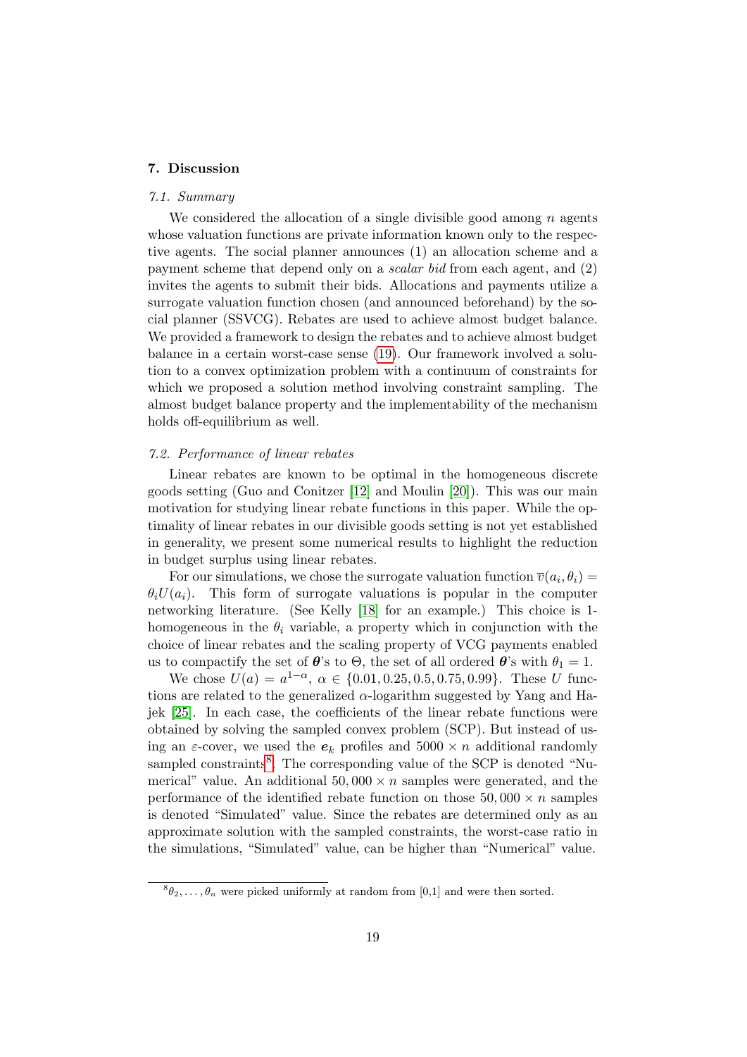## 7. Discussion

### 7.1. Summary

We considered the allocation of a single divisible good among $n$ agents whose valuation functions are private information known only to the respective agents. The social planner announces (1) an allocation scheme and a payment scheme that depend only on a *scalar bid* from each agent, and (2) invites the agents to submit their bids. Allocations and payments utilize a surrogate valuation function chosen (and announced beforehand) by the social planner (SSVCG). Rebates are used to achieve almost budget balance. We provided a framework to design the rebates and to achieve almost budget balance in a certain worst-case sense (19). Our framework involved a solution to a convex optimization problem with a continuum of constraints for which we proposed a solution method involving constraint sampling. The almost budget balance property and the implementability of the mechanism holds off-equilibrium as well.

### 7.2. Performance of linear rebates

Linear rebates are known to be optimal in the homogeneous discrete goods setting (Guo and Conitzer [12] and Moulin [20]). This was our main motivation for studying linear rebate functions in this paper. While the optimality of linear rebates in our divisible goods setting is not yet established in generality, we present some numerical results to highlight the reduction in budget surplus using linear rebates.

For our simulations, we chose the surrogate valuation function $\overline{v}(a_i, \theta_i) = \theta_i U(a_i)$. This form of surrogate valuations is popular in the computer networking literature. (See Kelly [18] for an example.) This choice is 1-homogeneous in the $\theta_i$ variable, a property which in conjunction with the choice of linear rebates and the scaling property of VCG payments enabled us to compactify the set of $\boldsymbol{\theta}$'s to $\Theta$, the set of all ordered $\boldsymbol{\theta}$'s with $\theta_1 = 1$.

We chose $U(a) = a^{1-\alpha}$, $\alpha \in \{0.01, 0.25, 0.5, 0.75, 0.99\}$. These $U$ functions are related to the generalized $\alpha$-logarithm suggested by Yang and Hajek [25]. In each case, the coefficients of the linear rebate functions were obtained by solving the sampled convex problem (SCP). But instead of using an $\varepsilon$-cover, we used the $\boldsymbol{e}_k$ profiles and $5000 \times n$ additional randomly sampled constraints[8]. The corresponding value of the SCP is denoted "Numerical" value. An additional $50,000 \times n$ samples were generated, and the performance of the identified rebate function on those $50,000 \times n$ samples is denoted "Simulated" value. Since the rebates are determined only as an approximate solution with the sampled constraints, the worst-case ratio in the simulations, "Simulated" value, can be higher than "Numerical" value.

[8] $\theta_2, \ldots, \theta_n$ were picked uniformly at random from [0,1] and were then sorted.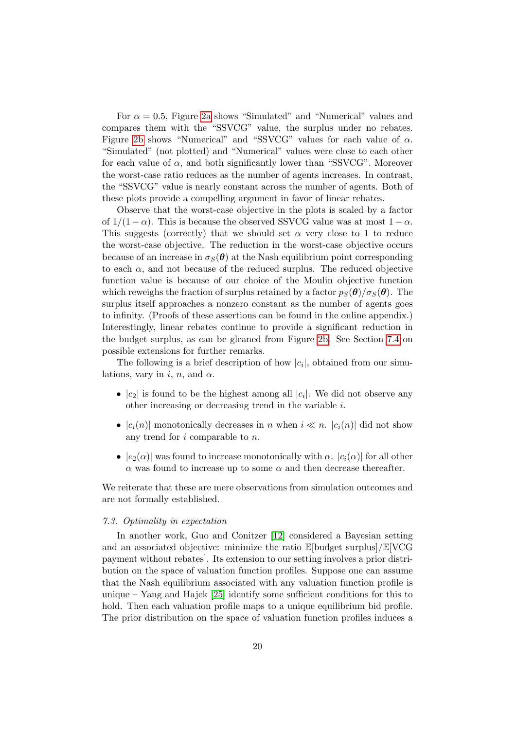For $\alpha = 0.5$, Figure 2a shows "Simulated" and "Numerical" values and compares them with the "SSVCG" value, the surplus under no rebates. Figure 2b shows "Numerical" and "SSVCG" values for each value of $\alpha$. "Simulated" (not plotted) and "Numerical" values were close to each other for each value of $\alpha$, and both significantly lower than "SSVCG". Moreover the worst-case ratio reduces as the number of agents increases. In contrast, the "SSVCG" value is nearly constant across the number of agents. Both of these plots provide a compelling argument in favor of linear rebates.

Observe that the worst-case objective in the plots is scaled by a factor of $1/(1-\alpha)$. This is because the observed SSVCG value was at most $1-\alpha$. This suggests (correctly) that we should set $\alpha$ very close to 1 to reduce the worst-case objective. The reduction in the worst-case objective occurs because of an increase in $\sigma_S(\boldsymbol{\theta})$ at the Nash equilibrium point corresponding to each $\alpha$, and not because of the reduced surplus. The reduced objective function value is because of our choice of the Moulin objective function which reweighs the fraction of surplus retained by a factor $p_S(\boldsymbol{\theta})/\sigma_S(\boldsymbol{\theta})$. The surplus itself approaches a nonzero constant as the number of agents goes to infinity. (Proofs of these assertions can be found in the online appendix.) Interestingly, linear rebates continue to provide a significant reduction in the budget surplus, as can be gleaned from Figure 2b. See Section 7.4 on possible extensions for further remarks.

The following is a brief description of how $|c_i|$, obtained from our simulations, vary in $i$, $n$, and $\alpha$.

- $|c_2|$ is found to be the highest among all $|c_i|$. We did not observe any other increasing or decreasing trend in the variable $i$.
- $|c_i(n)|$ monotonically decreases in $n$ when $i \ll n$. $|c_i(n)|$ did not show any trend for $i$ comparable to $n$.
- $|c_2(\alpha)|$ was found to increase monotonically with $\alpha$. $|c_i(\alpha)|$ for all other $\alpha$ was found to increase up to some $\alpha$ and then decrease thereafter.

We reiterate that these are mere observations from simulation outcomes and are not formally established.

### *7.3. Optimality in expectation*

In another work, Guo and Conitzer [12] considered a Bayesian setting and an associated objective: minimize the ratio $\mathbb{E}$[budget surplus]/$\mathbb{E}$[VCG payment without rebates]. Its extension to our setting involves a prior distribution on the space of valuation function profiles. Suppose one can assume that the Nash equilibrium associated with any valuation function profile is unique – Yang and Hajek [25] identify some sufficient conditions for this to hold. Then each valuation profile maps to a unique equilibrium bid profile. The prior distribution on the space of valuation function profiles induces a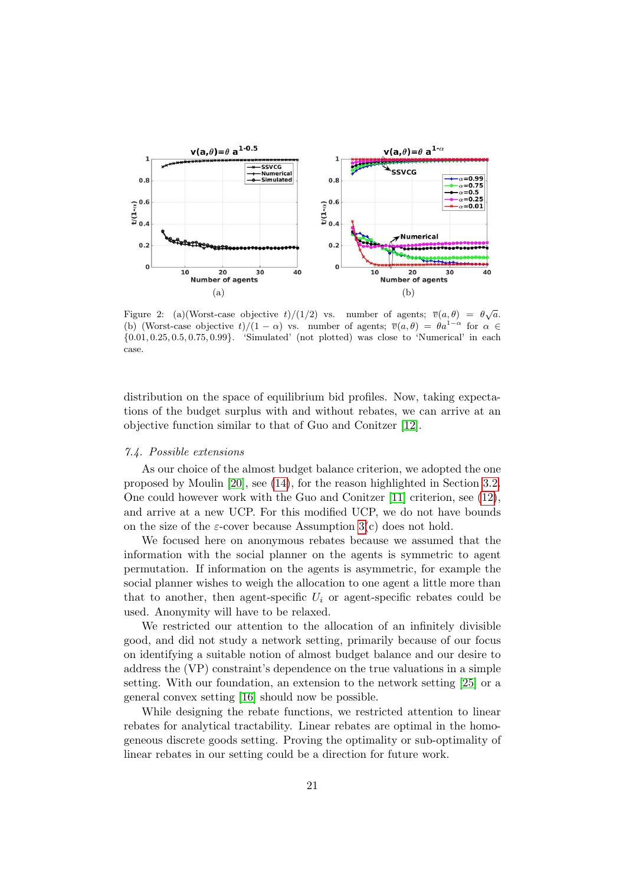Figure 2: (a)(Worst-case objective $t)/(1/2)$ vs. number of agents; $\overline{v}(a,\theta) = \theta\sqrt{a}$. (b) (Worst-case objective $t)/(1-\alpha)$ vs. number of agents; $\overline{v}(a,\theta) = \theta a^{1-\alpha}$ for $\alpha \in \{0.01, 0.25, 0.5, 0.75, 0.99\}$. 'Simulated' (not plotted) was close to 'Numerical' in each case.

distribution on the space of equilibrium bid profiles. Now, taking expectations of the budget surplus with and without rebates, we can arrive at an objective function similar to that of Guo and Conitzer [12].

### 7.4. Possible extensions

As our choice of the almost budget balance criterion, we adopted the one proposed by Moulin [20], see (14), for the reason highlighted in Section 3.2. One could however work with the Guo and Conitzer [11] criterion, see (12), and arrive at a new UCP. For this modified UCP, we do not have bounds on the size of the $\varepsilon$-cover because Assumption 3(c) does not hold.

We focused here on anonymous rebates because we assumed that the information with the social planner on the agents is symmetric to agent permutation. If information on the agents is asymmetric, for example the social planner wishes to weigh the allocation to one agent a little more than that to another, then agent-specific $U_i$ or agent-specific rebates could be used. Anonymity will have to be relaxed.

We restricted our attention to the allocation of an infinitely divisible good, and did not study a network setting, primarily because of our focus on identifying a suitable notion of almost budget balance and our desire to address the (VP) constraint's dependence on the true valuations in a simple setting. With our foundation, an extension to the network setting [25] or a general convex setting [16] should now be possible.

While designing the rebate functions, we restricted attention to linear rebates for analytical tractability. Linear rebates are optimal in the homogeneous discrete goods setting. Proving the optimality or sub-optimality of linear rebates in our setting could be a direction for future work.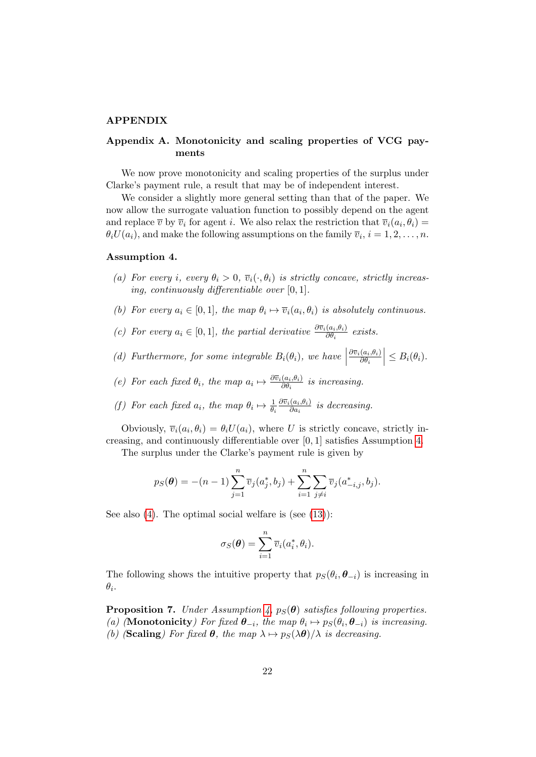## APPENDIX

### Appendix A. Monotonicity and scaling properties of VCG payments

We now prove monotonicity and scaling properties of the surplus under Clarke's payment rule, a result that may be of independent interest.

We consider a slightly more general setting than that of the paper. We now allow the surrogate valuation function to possibly depend on the agent and replace $\overline{v}$ by $\overline{v}_i$ for agent $i$. We also relax the restriction that $\overline{v}_i(a_i, \theta_i) = \theta_i U(a_i)$, and make the following assumptions on the family $\overline{v}_i$, $i = 1, 2, \ldots, n$.

**Assumption 4.**

*(a) For every $i$, every $\theta_i > 0$, $\overline{v}_i(\cdot, \theta_i)$ is strictly concave, strictly increasing, continuously differentiable over $[0, 1]$.*

*(b) For every $a_i \in [0, 1]$, the map $\theta_i \mapsto \overline{v}_i(a_i, \theta_i)$ is absolutely continuous.*

*(c) For every $a_i \in [0, 1]$, the partial derivative $\frac{\partial \overline{v}_i(a_i, \theta_i)}{\partial \theta_i}$ exists.*

*(d) Furthermore, for some integrable $B_i(\theta_i)$, we have $\left| \frac{\partial \overline{v}_i(a_i, \theta_i)}{\partial \theta_i} \right| \leq B_i(\theta_i)$.*

*(e) For each fixed $\theta_i$, the map $a_i \mapsto \frac{\partial \overline{v}_i(a_i, \theta_i)}{\partial \theta_i}$ is increasing.*

*(f) For each fixed $a_i$, the map $\theta_i \mapsto \frac{1}{\theta_i} \frac{\partial \overline{v}_i(a_i, \theta_i)}{\partial a_i}$ is decreasing.*

Obviously, $\overline{v}_i(a_i, \theta_i) = \theta_i U(a_i)$, where $U$ is strictly concave, strictly increasing, and continuously differentiable over $[0, 1]$ satisfies Assumption 4.

The surplus under the Clarke's payment rule is given by

$$p_S(\boldsymbol{\theta}) = -(n-1) \sum_{j=1}^{n} \overline{v}_j(a_j^*, b_j) + \sum_{i=1}^{n} \sum_{j \neq i} \overline{v}_j(a_{-i,j}^*, b_j).$$

See also (4). The optimal social welfare is (see (13)):

$$\sigma_S(\boldsymbol{\theta}) = \sum_{i=1}^{n} \overline{v}_i(a_i^*, \theta_i).$$

The following shows the intuitive property that $p_S(\theta_i, \boldsymbol{\theta}_{-i})$ is increasing in $\theta_i$.

**Proposition 7.** *Under Assumption 4, $p_S(\boldsymbol{\theta})$ satisfies following properties.*
*(a) (**Monotonicity**) For fixed $\boldsymbol{\theta}_{-i}$, the map $\theta_i \mapsto p_S(\theta_i, \boldsymbol{\theta}_{-i})$ is increasing.*
*(b) (**Scaling**) For fixed $\boldsymbol{\theta}$, the map $\lambda \mapsto p_S(\lambda \boldsymbol{\theta})/\lambda$ is decreasing.*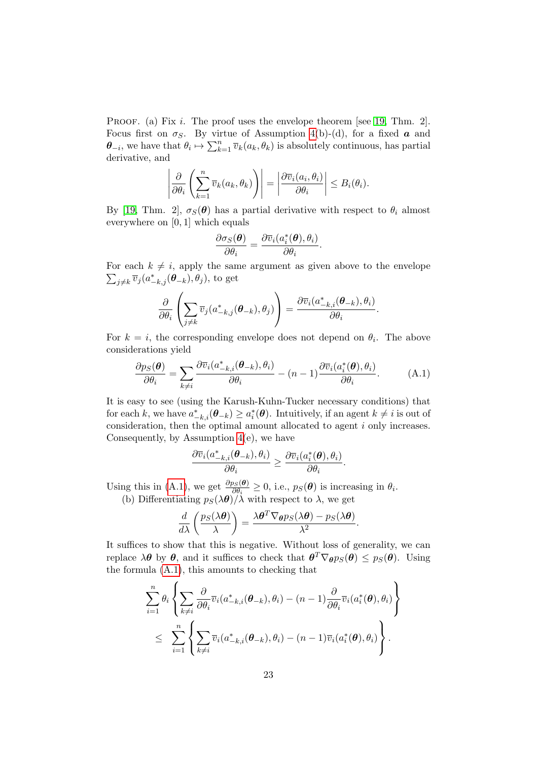PROOF. (a) Fix $i$. The proof uses the envelope theorem [see [19], Thm. 2]. Focus first on $\sigma_S$. By virtue of Assumption 4(b)-(d), for a fixed $\boldsymbol{a}$ and $\boldsymbol{\theta}_{-i}$, we have that $\theta_i \mapsto \sum_{k=1}^{n} \overline{v}_k(a_k, \theta_k)$ is absolutely continuous, has partial derivative, and

$$\left| \frac{\partial}{\partial \theta_i} \left( \sum_{k=1}^{n} \overline{v}_k(a_k, \theta_k) \right) \right| = \left| \frac{\partial \overline{v}_i(a_i, \theta_i)}{\partial \theta_i} \right| \leq B_i(\theta_i).$$

By [19, Thm. 2], $\sigma_S(\boldsymbol{\theta})$ has a partial derivative with respect to $\theta_i$ almost everywhere on $[0, 1]$ which equals

$$\frac{\partial \sigma_S(\boldsymbol{\theta})}{\partial \theta_i} = \frac{\partial \overline{v}_i(a_i^*(\boldsymbol{\theta}), \theta_i)}{\partial \theta_i}.$$

For each $k \neq i$, apply the same argument as given above to the envelope $\sum_{j \neq k} \overline{v}_j(a^*_{-k,j}(\boldsymbol{\theta}_{-k}), \theta_j)$, to get

$$\frac{\partial}{\partial \theta_i} \left( \sum_{j \neq k} \overline{v}_j(a^*_{-k,j}(\boldsymbol{\theta}_{-k}), \theta_j) \right) = \frac{\partial \overline{v}_i(a^*_{-k,i}(\boldsymbol{\theta}_{-k}), \theta_i)}{\partial \theta_i}.$$

For $k = i$, the corresponding envelope does not depend on $\theta_i$. The above considerations yield

$$\frac{\partial p_S(\boldsymbol{\theta})}{\partial \theta_i} = \sum_{k \neq i} \frac{\partial \overline{v}_i(a^*_{-k,i}(\boldsymbol{\theta}_{-k}), \theta_i)}{\partial \theta_i} - (n-1) \frac{\partial \overline{v}_i(a_i^*(\boldsymbol{\theta}), \theta_i)}{\partial \theta_i}. \tag{A.1}$$

It is easy to see (using the Karush-Kuhn-Tucker necessary conditions) that for each $k$, we have $a^*_{-k,i}(\boldsymbol{\theta}_{-k}) \geq a_i^*(\boldsymbol{\theta})$. Intuitively, if an agent $k \neq i$ is out of consideration, then the optimal amount allocated to agent $i$ only increases. Consequently, by Assumption 4(e), we have

$$\frac{\partial \overline{v}_i(a^*_{-k,i}(\boldsymbol{\theta}_{-k}), \theta_i)}{\partial \theta_i} \geq \frac{\partial \overline{v}_i(a_i^*(\boldsymbol{\theta}), \theta_i)}{\partial \theta_i}.$$

Using this in (A.1), we get $\frac{\partial p_S(\boldsymbol{\theta})}{\partial \theta_i} \geq 0$, i.e., $p_S(\boldsymbol{\theta})$ is increasing in $\theta_i$.

(b) Differentiating $p_S(\lambda \boldsymbol{\theta})/\lambda$ with respect to $\lambda$, we get

$$\frac{d}{d\lambda} \left( \frac{p_S(\lambda \boldsymbol{\theta})}{\lambda} \right) = \frac{\lambda \boldsymbol{\theta}^T \nabla_{\boldsymbol{\theta}} p_S(\lambda \boldsymbol{\theta}) - p_S(\lambda \boldsymbol{\theta})}{\lambda^2}.$$

It suffices to show that this is negative. Without loss of generality, we can replace $\lambda \boldsymbol{\theta}$ by $\boldsymbol{\theta}$, and it suffices to check that $\boldsymbol{\theta}^T \nabla_{\boldsymbol{\theta}} p_S(\boldsymbol{\theta}) \leq p_S(\boldsymbol{\theta})$. Using the formula (A.1), this amounts to checking that

$$\sum_{i=1}^{n} \theta_i \left\{ \sum_{k \neq i} \frac{\partial}{\partial \theta_i} \overline{v}_i(a^*_{-k,i}(\boldsymbol{\theta}_{-k}), \theta_i) - (n-1) \frac{\partial}{\partial \theta_i} \overline{v}_i(a_i^*(\boldsymbol{\theta}), \theta_i) \right\}$$

$$\leq \sum_{i=1}^{n} \left\{ \sum_{k \neq i} \overline{v}_i(a^*_{-k,i}(\boldsymbol{\theta}_{-k}), \theta_i) - (n-1) \overline{v}_i(a_i^*(\boldsymbol{\theta}), \theta_i) \right\}.$$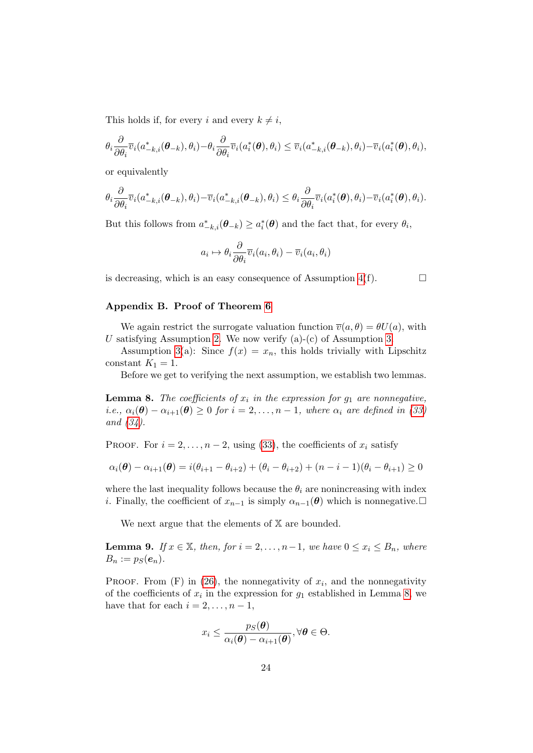This holds if, for every $i$ and every $k \neq i$,

$$\theta_i \frac{\partial}{\partial \theta_i} \overline{v}_i(a^*_{-k,i}(\boldsymbol{\theta}_{-k}), \theta_i) - \theta_i \frac{\partial}{\partial \theta_i} \overline{v}_i(a^*_i(\boldsymbol{\theta}), \theta_i) \leq \overline{v}_i(a^*_{-k,i}(\boldsymbol{\theta}_{-k}), \theta_i) - \overline{v}_i(a^*_i(\boldsymbol{\theta}), \theta_i),$$

or equivalently

$$\theta_i \frac{\partial}{\partial \theta_i} \overline{v}_i(a^*_{-k,i}(\boldsymbol{\theta}_{-k}), \theta_i) - \overline{v}_i(a^*_{-k,i}(\boldsymbol{\theta}_{-k}), \theta_i) \leq \theta_i \frac{\partial}{\partial \theta_i} \overline{v}_i(a^*_i(\boldsymbol{\theta}), \theta_i) - \overline{v}_i(a^*_i(\boldsymbol{\theta}), \theta_i).$$

But this follows from $a^*_{-k,i}(\boldsymbol{\theta}_{-k}) \geq a^*_i(\boldsymbol{\theta})$ and the fact that, for every $\theta_i$,

$$a_i \mapsto \theta_i \frac{\partial}{\partial \theta_i} \overline{v}_i(a_i, \theta_i) - \overline{v}_i(a_i, \theta_i)$$

is decreasing, which is an easy consequence of Assumption 4(f). $\square$

## Appendix B. Proof of Theorem 6

We again restrict the surrogate valuation function $\overline{v}(a, \theta) = \theta U(a)$, with $U$ satisfying Assumption 2. We now verify (a)-(c) of Assumption 3.

Assumption 3(a): Since $f(x) = x_n$, this holds trivially with Lipschitz constant $K_1 = 1$.

Before we get to verifying the next assumption, we establish two lemmas.

**Lemma 8.** *The coefficients of $x_i$ in the expression for $g_1$ are nonnegative, i.e., $\alpha_i(\boldsymbol{\theta}) - \alpha_{i+1}(\boldsymbol{\theta}) \geq 0$ for $i = 2, \ldots, n-1$, where $\alpha_i$ are defined in (33) and (34).*

Proof. For $i = 2, \ldots, n-2$, using (33), the coefficients of $x_i$ satisfy

$$\alpha_i(\boldsymbol{\theta}) - \alpha_{i+1}(\boldsymbol{\theta}) = i(\theta_{i+1} - \theta_{i+2}) + (\theta_i - \theta_{i+2}) + (n-i-1)(\theta_i - \theta_{i+1}) \geq 0$$

where the last inequality follows because the $\theta_i$ are nonincreasing with index $i$. Finally, the coefficient of $x_{n-1}$ is simply $\alpha_{n-1}(\boldsymbol{\theta})$ which is nonnegative. $\square$

We next argue that the elements of $\mathbb{X}$ are bounded.

**Lemma 9.** *If $x \in \mathbb{X}$, then, for $i = 2, \ldots, n-1$, we have $0 \leq x_i \leq B_n$, where $B_n := p_S(\boldsymbol{e}_n)$.*

Proof. From (F) in (26), the nonnegativity of $x_i$, and the nonnegativity of the coefficients of $x_i$ in the expression for $g_1$ established in Lemma 8, we have that for each $i = 2, \ldots, n-1$,

$$x_i \leq \frac{p_S(\boldsymbol{\theta})}{\alpha_i(\boldsymbol{\theta}) - \alpha_{i+1}(\boldsymbol{\theta})}, \forall \boldsymbol{\theta} \in \Theta.$$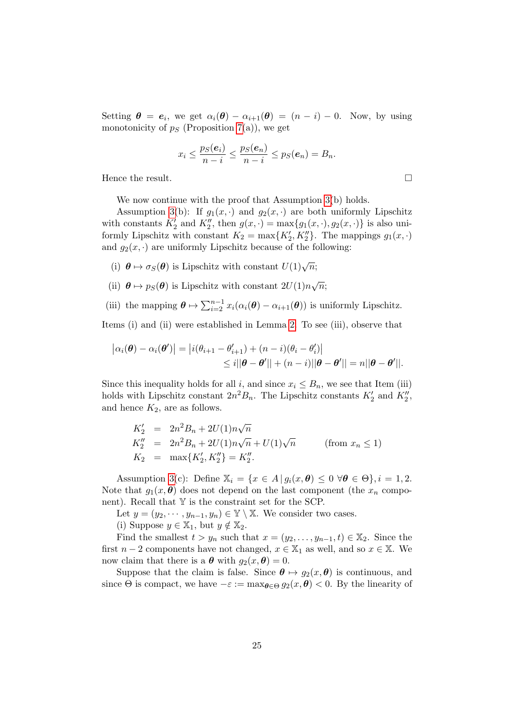Setting $\boldsymbol{\theta} = \boldsymbol{e}_i$, we get $\alpha_i(\boldsymbol{\theta}) - \alpha_{i+1}(\boldsymbol{\theta}) = (n-i) - 0$. Now, by using monotonicity of $p_S$ (Proposition 7(a)), we get

$$x_i \leq \frac{p_S(\boldsymbol{e}_i)}{n-i} \leq \frac{p_S(\boldsymbol{e}_n)}{n-i} \leq p_S(\boldsymbol{e}_n) = B_n.$$

Hence the result. $\square$

We now continue with the proof that Assumption 3(b) holds.

Assumption 3(b): If $g_1(x,\cdot)$ and $g_2(x,\cdot)$ are both uniformly Lipschitz with constants $K_2'$ and $K_2''$, then $g(x,\cdot) = \max\{g_1(x,\cdot), g_2(x,\cdot)\}$ is also uniformly Lipschitz with constant $K_2 = \max\{K_2', K_2''\}$. The mappings $g_1(x,\cdot)$ and $g_2(x,\cdot)$ are uniformly Lipschitz because of the following:

(i) $\boldsymbol{\theta} \mapsto \sigma_S(\boldsymbol{\theta})$ is Lipschitz with constant $U(1)\sqrt{n}$;

(ii) $\boldsymbol{\theta} \mapsto p_S(\boldsymbol{\theta})$ is Lipschitz with constant $2U(1)n\sqrt{n}$;

(iii) the mapping $\boldsymbol{\theta} \mapsto \sum_{i=2}^{n-1} x_i(\alpha_i(\boldsymbol{\theta}) - \alpha_{i+1}(\boldsymbol{\theta}))$ is uniformly Lipschitz.

Items (i) and (ii) were established in Lemma 2. To see (iii), observe that

$$\begin{aligned}\left|\alpha_i(\boldsymbol{\theta}) - \alpha_i(\boldsymbol{\theta}')\right| &= \left|i(\theta_{i+1} - \theta_{i+1}') + (n-i)(\theta_i - \theta_i')\right| \\ &\leq i||\boldsymbol{\theta} - \boldsymbol{\theta}'|| + (n-i)||\boldsymbol{\theta} - \boldsymbol{\theta}'|| = n||\boldsymbol{\theta} - \boldsymbol{\theta}'||.\end{aligned}$$

Since this inequality holds for all $i$, and since $x_i \leq B_n$, we see that Item (iii) holds with Lipschitz constant $2n^2 B_n$. The Lipschitz constants $K_2'$ and $K_2''$, and hence $K_2$, are as follows.

$$\begin{aligned} K_2' &= 2n^2 B_n + 2U(1)n\sqrt{n} \\ K_2'' &= 2n^2 B_n + 2U(1)n\sqrt{n} + U(1)\sqrt{n} \qquad \text{(from } x_n \leq 1\text{)} \\ K_2 &= \max\{K_2', K_2''\} = K_2''. \end{aligned}$$

Assumption 3(c): Define $\mathbb{X}_i = \{x \in A \,|\, g_i(x,\boldsymbol{\theta}) \leq 0 \ \forall \boldsymbol{\theta} \in \Theta\}, i = 1, 2$. Note that $g_1(x,\boldsymbol{\theta})$ does not depend on the last component (the $x_n$ component). Recall that $\mathbb{Y}$ is the constraint set for the SCP.

Let $y = (y_2, \cdots, y_{n-1}, y_n) \in \mathbb{Y} \setminus \mathbb{X}$. We consider two cases.

(i) Suppose $y \in \mathbb{X}_1$, but $y \notin \mathbb{X}_2$.

Find the smallest $t > y_n$ such that $x = (y_2, \ldots, y_{n-1}, t) \in \mathbb{X}_2$. Since the first $n-2$ components have not changed, $x \in \mathbb{X}_1$ as well, and so $x \in \mathbb{X}$. We now claim that there is a $\boldsymbol{\theta}$ with $g_2(x,\boldsymbol{\theta}) = 0$.

Suppose that the claim is false. Since $\boldsymbol{\theta} \mapsto g_2(x,\boldsymbol{\theta})$ is continuous, and since $\Theta$ is compact, we have $-\varepsilon := \max_{\boldsymbol{\theta} \in \Theta} g_2(x,\boldsymbol{\theta}) < 0$. By the linearity of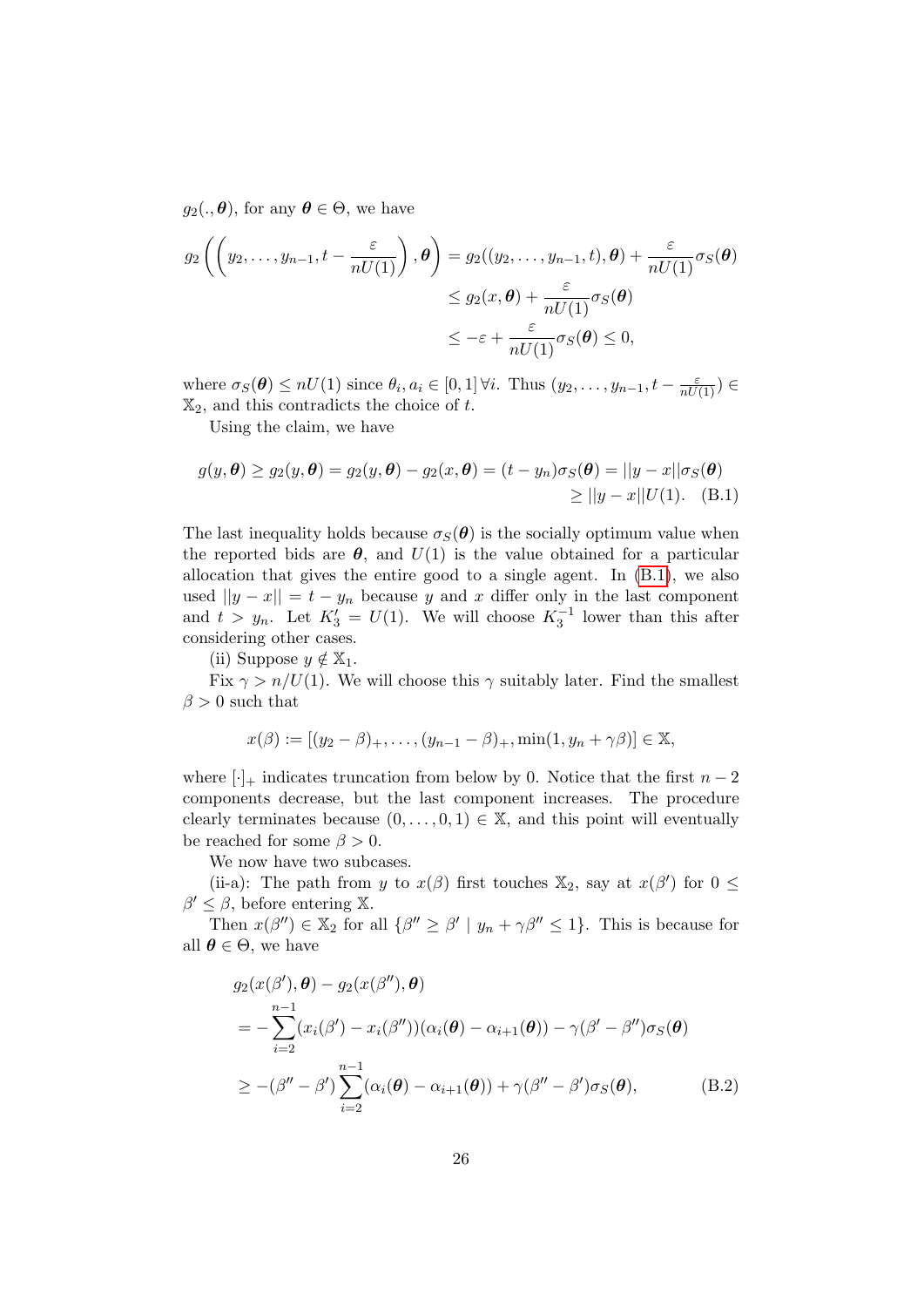$g_2(.,\boldsymbol{\theta})$, for any $\boldsymbol{\theta} \in \Theta$, we have

$$
\begin{aligned}
g_2\left(\left(y_2,\ldots,y_{n-1},t-\frac{\varepsilon}{nU(1)}\right),\boldsymbol{\theta}\right) &= g_2((y_2,\ldots,y_{n-1},t),\boldsymbol{\theta}) + \frac{\varepsilon}{nU(1)}\sigma_S(\boldsymbol{\theta}) \\
&\leq g_2(x,\boldsymbol{\theta}) + \frac{\varepsilon}{nU(1)}\sigma_S(\boldsymbol{\theta}) \\
&\leq -\varepsilon + \frac{\varepsilon}{nU(1)}\sigma_S(\boldsymbol{\theta}) \leq 0,
\end{aligned}
$$

where $\sigma_S(\boldsymbol{\theta}) \leq nU(1)$ since $\theta_i, a_i \in [0,1]\,\forall i$. Thus $(y_2,\ldots,y_{n-1},t-\frac{\varepsilon}{nU(1)}) \in \mathbb{X}_2$, and this contradicts the choice of $t$.

Using the claim, we have

$$
\begin{aligned}
g(y,\boldsymbol{\theta}) \geq g_2(y,\boldsymbol{\theta}) = g_2(y,\boldsymbol{\theta}) - g_2(x,\boldsymbol{\theta}) = (t-y_n)\sigma_S(\boldsymbol{\theta}) = ||y-x||\sigma_S(\boldsymbol{\theta}) \\
\geq ||y-x||U(1). \quad \text{(B.1)}
\end{aligned}
$$

The last inequality holds because $\sigma_S(\boldsymbol{\theta})$ is the socially optimum value when the reported bids are $\boldsymbol{\theta}$, and $U(1)$ is the value obtained for a particular allocation that gives the entire good to a single agent. In (B.1), we also used $||y-x|| = t - y_n$ because $y$ and $x$ differ only in the last component and $t > y_n$. Let $K_3' = U(1)$. We will choose $K_3^{-1}$ lower than this after considering other cases.

(ii) Suppose $y \notin \mathbb{X}_1$.

Fix $\gamma > n/U(1)$. We will choose this $\gamma$ suitably later. Find the smallest $\beta > 0$ such that

$$
x(\beta) := [(y_2-\beta)_+,\ldots,(y_{n-1}-\beta)_+,\min(1,y_n+\gamma\beta)] \in \mathbb{X},
$$

where $[\cdot]_+$ indicates truncation from below by 0. Notice that the first $n-2$ components decrease, but the last component increases. The procedure clearly terminates because $(0,\ldots,0,1) \in \mathbb{X}$, and this point will eventually be reached for some $\beta > 0$.

We now have two subcases.

(ii-a): The path from $y$ to $x(\beta)$ first touches $\mathbb{X}_2$, say at $x(\beta')$ for $0 \leq \beta' \leq \beta$, before entering $\mathbb{X}$.

Then $x(\beta'') \in \mathbb{X}_2$ for all $\{\beta'' \geq \beta' \mid y_n + \gamma\beta'' \leq 1\}$. This is because for all $\boldsymbol{\theta} \in \Theta$, we have

$$
\begin{aligned}
& g_2(x(\beta'),\boldsymbol{\theta}) - g_2(x(\beta''),\boldsymbol{\theta}) \\
&= -\sum_{i=2}^{n-1}(x_i(\beta') - x_i(\beta''))(\alpha_i(\boldsymbol{\theta}) - \alpha_{i+1}(\boldsymbol{\theta})) - \gamma(\beta' - \beta'')\sigma_S(\boldsymbol{\theta}) \\
&\geq -(\beta'' - \beta')\sum_{i=2}^{n-1}(\alpha_i(\boldsymbol{\theta}) - \alpha_{i+1}(\boldsymbol{\theta})) + \gamma(\beta'' - \beta')\sigma_S(\boldsymbol{\theta}), \qquad \text{(B.2)}
\end{aligned}
$$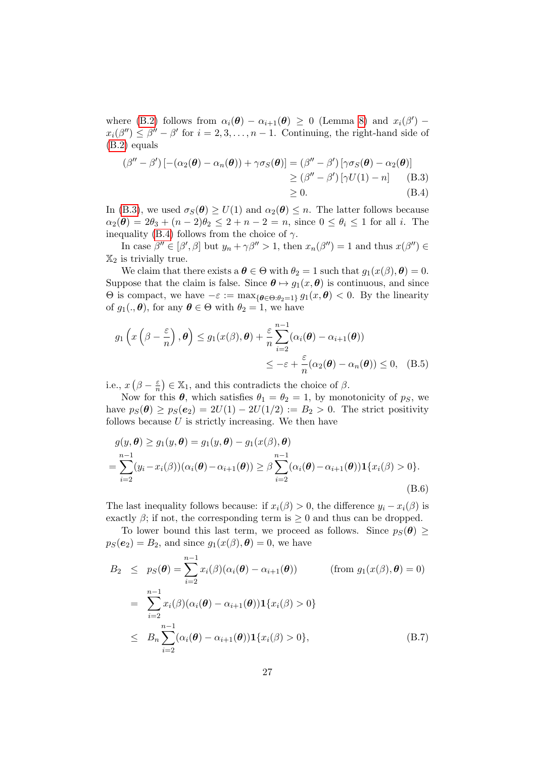where (B.2) follows from $\alpha_i(\boldsymbol{\theta}) - \alpha_{i+1}(\boldsymbol{\theta}) \geq 0$ (Lemma 8) and $x_i(\beta') - x_i(\beta'') \leq \beta'' - \beta'$ for $i = 2, 3, \ldots, n-1$. Continuing, the right-hand side of (B.2) equals

$$
\begin{aligned}
(\beta'' - \beta')\left[-(\alpha_2(\boldsymbol{\theta}) - \alpha_n(\boldsymbol{\theta})) + \gamma\sigma_S(\boldsymbol{\theta})\right] &= (\beta'' - \beta')\left[\gamma\sigma_S(\boldsymbol{\theta}) - \alpha_2(\boldsymbol{\theta})\right] \\
&\geq (\beta'' - \beta')\left[\gamma U(1) - n\right] \qquad \text{(B.3)} \\
&\geq 0. \qquad \text{(B.4)}
\end{aligned}
$$

In (B.3), we used $\sigma_S(\boldsymbol{\theta}) \geq U(1)$ and $\alpha_2(\boldsymbol{\theta}) \leq n$. The latter follows because $\alpha_2(\boldsymbol{\theta}) = 2\theta_3 + (n-2)\theta_2 \leq 2 + n - 2 = n$, since $0 \leq \theta_i \leq 1$ for all $i$. The inequality (B.4) follows from the choice of $\gamma$.

In case $\beta'' \in [\beta', \beta]$ but $y_n + \gamma\beta'' > 1$, then $x_n(\beta'') = 1$ and thus $x(\beta'') \in \mathbb{X}_2$ is trivially true.

We claim that there exists a $\boldsymbol{\theta} \in \Theta$ with $\theta_2 = 1$ such that $g_1(x(\beta), \boldsymbol{\theta}) = 0$. Suppose that the claim is false. Since $\boldsymbol{\theta} \mapsto g_1(x, \boldsymbol{\theta})$ is continuous, and since $\Theta$ is compact, we have $-\varepsilon := \max_{\{\boldsymbol{\theta} \in \Theta : \theta_2 = 1\}} g_1(x, \boldsymbol{\theta}) < 0$. By the linearity of $g_1(., \boldsymbol{\theta})$, for any $\boldsymbol{\theta} \in \Theta$ with $\theta_2 = 1$, we have

$$
\begin{aligned}
g_1\left(x\left(\beta - \frac{\varepsilon}{n}\right), \boldsymbol{\theta}\right) &\leq g_1(x(\beta), \boldsymbol{\theta}) + \frac{\varepsilon}{n}\sum_{i=2}^{n-1}(\alpha_i(\boldsymbol{\theta}) - \alpha_{i+1}(\boldsymbol{\theta})) \\
&\leq -\varepsilon + \frac{\varepsilon}{n}(\alpha_2(\boldsymbol{\theta}) - \alpha_n(\boldsymbol{\theta})) \leq 0, \qquad \text{(B.5)}
\end{aligned}
$$

i.e., $x\left(\beta - \frac{\varepsilon}{n}\right) \in \mathbb{X}_1$, and this contradicts the choice of $\beta$.

Now for this $\boldsymbol{\theta}$, which satisfies $\theta_1 = \theta_2 = 1$, by monotonicity of $p_S$, we have $p_S(\boldsymbol{\theta}) \geq p_S(\boldsymbol{e}_2) = 2U(1) - 2U(1/2) := B_2 > 0$. The strict positivity follows because $U$ is strictly increasing. We then have

$$
\begin{aligned}
&g(y, \boldsymbol{\theta}) \geq g_1(y, \boldsymbol{\theta}) = g_1(y, \boldsymbol{\theta}) - g_1(x(\beta), \boldsymbol{\theta}) \\
&= \sum_{i=2}^{n-1}(y_i - x_i(\beta))(\alpha_i(\boldsymbol{\theta}) - \alpha_{i+1}(\boldsymbol{\theta})) \geq \beta\sum_{i=2}^{n-1}(\alpha_i(\boldsymbol{\theta}) - \alpha_{i+1}(\boldsymbol{\theta}))\mathbf{1}\{x_i(\beta) > 0\}. \qquad \text{(B.6)}
\end{aligned}
$$

The last inequality follows because: if $x_i(\beta) > 0$, the difference $y_i - x_i(\beta)$ is exactly $\beta$; if not, the corresponding term is $\geq 0$ and thus can be dropped.

To lower bound this last term, we proceed as follows. Since $p_S(\boldsymbol{\theta}) \geq p_S(\boldsymbol{e}_2) = B_2$, and since $g_1(x(\beta), \boldsymbol{\theta}) = 0$, we have

$$
\begin{aligned}
B_2 \quad &\leq \quad p_S(\boldsymbol{\theta}) = \sum_{i=2}^{n-1} x_i(\beta)(\alpha_i(\boldsymbol{\theta}) - \alpha_{i+1}(\boldsymbol{\theta})) \qquad \text{(from } g_1(x(\beta), \boldsymbol{\theta}) = 0\text{)} \\
&= \quad \sum_{i=2}^{n-1} x_i(\beta)(\alpha_i(\boldsymbol{\theta}) - \alpha_{i+1}(\boldsymbol{\theta}))\mathbf{1}\{x_i(\beta) > 0\} \\
&\leq \quad B_n\sum_{i=2}^{n-1}(\alpha_i(\boldsymbol{\theta}) - \alpha_{i+1}(\boldsymbol{\theta}))\mathbf{1}\{x_i(\beta) > 0\}, \qquad \text{(B.7)}
\end{aligned}
$$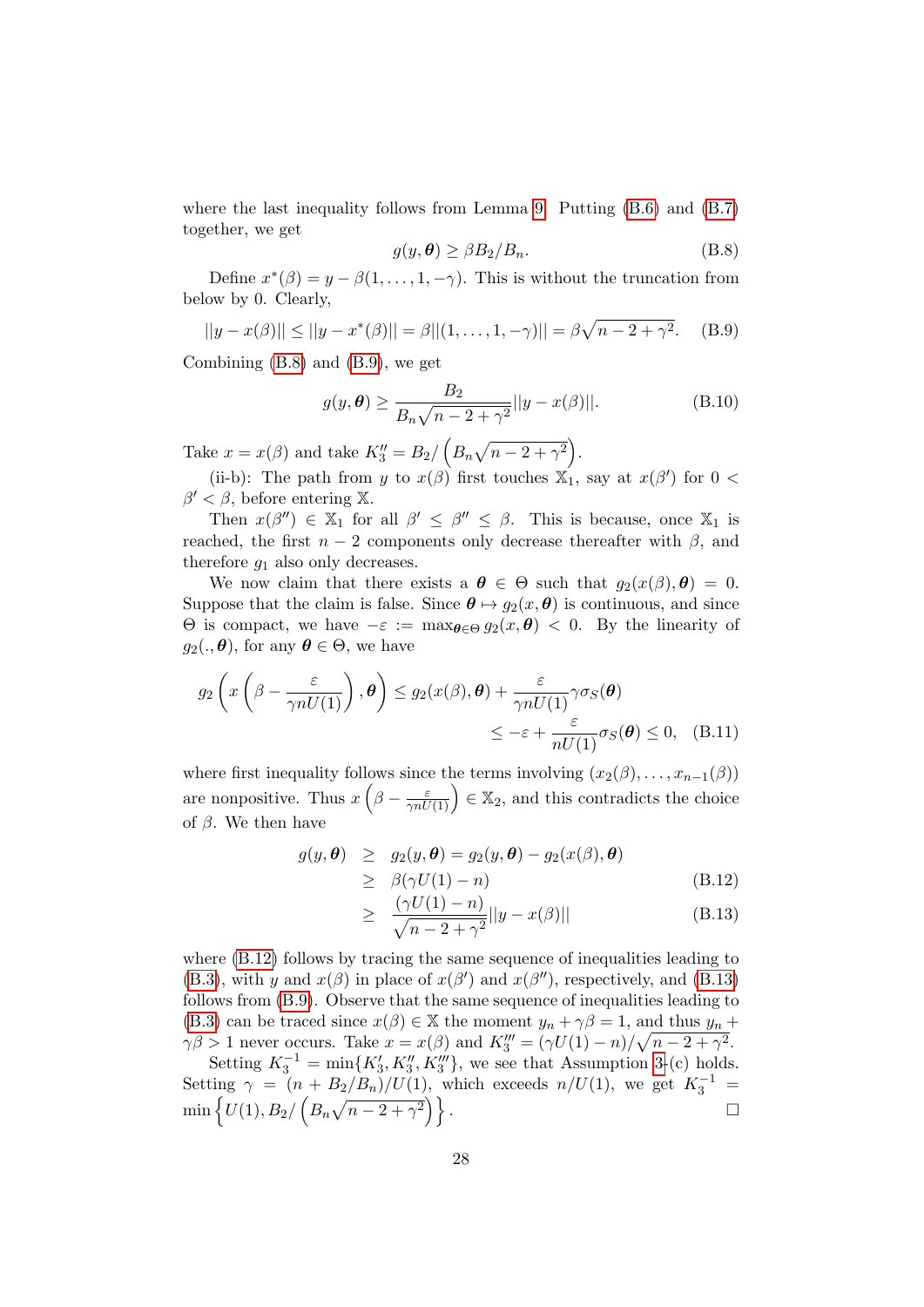where the last inequality follows from Lemma 9. Putting (B.6) and (B.7) together, we get

$$g(y, \boldsymbol{\theta}) \geq \beta B_2 / B_n. \tag{B.8}$$

Define $x^*(\beta) = y - \beta(1, \ldots, 1, -\gamma)$. This is without the truncation from below by 0. Clearly,

$$||y - x(\beta)|| \leq ||y - x^*(\beta)|| = \beta||(1, \ldots, 1, -\gamma)|| = \beta\sqrt{n - 2 + \gamma^2}. \tag{B.9}$$

Combining (B.8) and (B.9), we get

$$g(y, \boldsymbol{\theta}) \geq \frac{B_2}{B_n\sqrt{n - 2 + \gamma^2}}||y - x(\beta)||. \tag{B.10}$$

Take $x = x(\beta)$ and take $K_3'' = B_2 / \left(B_n\sqrt{n - 2 + \gamma^2}\right)$.

(ii-b): The path from $y$ to $x(\beta)$ first touches $\mathbb{X}_1$, say at $x(\beta')$ for $0 < \beta' < \beta$, before entering $\mathbb{X}$.

Then $x(\beta'') \in \mathbb{X}_1$ for all $\beta' \leq \beta'' \leq \beta$. This is because, once $\mathbb{X}_1$ is reached, the first $n-2$ components only decrease thereafter with $\beta$, and therefore $g_1$ also only decreases.

We now claim that there exists a $\boldsymbol{\theta} \in \Theta$ such that $g_2(x(\beta), \boldsymbol{\theta}) = 0$. Suppose that the claim is false. Since $\boldsymbol{\theta} \mapsto g_2(x, \boldsymbol{\theta})$ is continuous, and since $\Theta$ is compact, we have $-\varepsilon := \max_{\boldsymbol{\theta} \in \Theta} g_2(x, \boldsymbol{\theta}) < 0$. By the linearity of $g_2(., \boldsymbol{\theta})$, for any $\boldsymbol{\theta} \in \Theta$, we have

$$\begin{aligned} g_2\left(x\left(\beta - \frac{\varepsilon}{\gamma n U(1)}\right), \boldsymbol{\theta}\right) &\leq g_2(x(\beta), \boldsymbol{\theta}) + \frac{\varepsilon}{\gamma n U(1)}\gamma\sigma_S(\boldsymbol{\theta}) \\ &\leq -\varepsilon + \frac{\varepsilon}{nU(1)}\sigma_S(\boldsymbol{\theta}) \leq 0, \end{aligned} \tag{B.11}$$

where first inequality follows since the terms involving $(x_2(\beta), \ldots, x_{n-1}(\beta))$ are nonpositive. Thus $x\left(\beta - \frac{\varepsilon}{\gamma n U(1)}\right) \in \mathbb{X}_2$, and this contradicts the choice of $\beta$. We then have

$$\begin{aligned} g(y, \boldsymbol{\theta}) &\geq g_2(y, \boldsymbol{\theta}) = g_2(y, \boldsymbol{\theta}) - g_2(x(\beta), \boldsymbol{\theta}) \\ &\geq \beta(\gamma U(1) - n) \qquad\qquad (\text{B.12}) \\ &\geq \frac{(\gamma U(1) - n)}{\sqrt{n - 2 + \gamma^2}}||y - x(\beta)|| \qquad (\text{B.13}) \end{aligned}$$

where (B.12) follows by tracing the same sequence of inequalities leading to (B.3), with $y$ and $x(\beta)$ in place of $x(\beta')$ and $x(\beta'')$, respectively, and (B.13) follows from (B.9). Observe that the same sequence of inequalities leading to (B.3) can be traced since $x(\beta) \in \mathbb{X}$ the moment $y_n + \gamma\beta = 1$, and thus $y_n + \gamma\beta > 1$ never occurs. Take $x = x(\beta)$ and $K_3''' = (\gamma U(1) - n)/\sqrt{n - 2 + \gamma^2}$.

Setting $K_3^{-1} = \min\{K_3', K_3'', K_3'''\}$, we see that Assumption 3-(c) holds. Setting $\gamma = (n + B_2/B_n)/U(1)$, which exceeds $n/U(1)$, we get $K_3^{-1} = \min\left\{U(1), B_2/\left(B_n\sqrt{n - 2 + \gamma^2}\right)\right\}$. □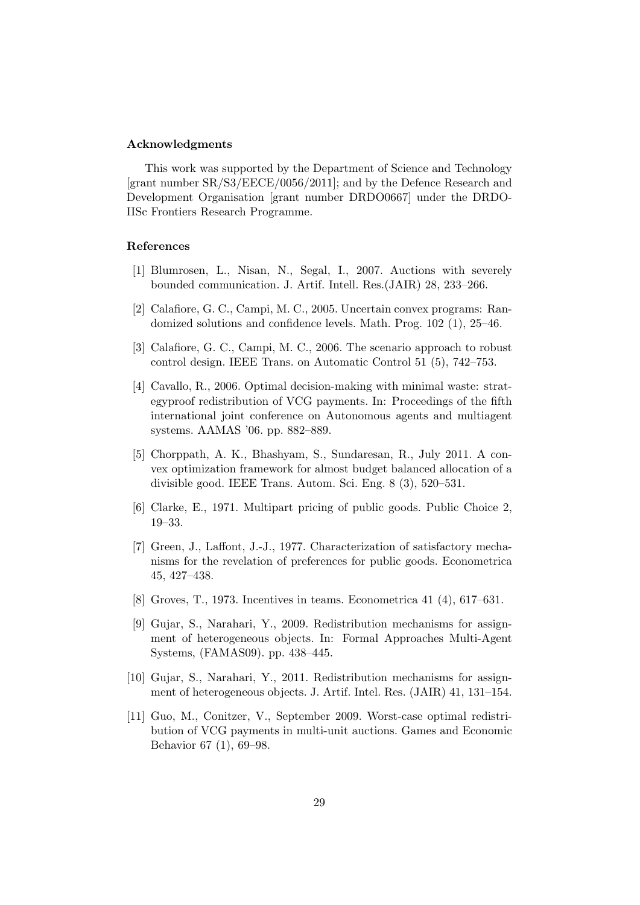## Acknowledgments

This work was supported by the Department of Science and Technology [grant number SR/S3/EECE/0056/2011]; and by the Defence Research and Development Organisation [grant number DRDO0667] under the DRDO-IISc Frontiers Research Programme.

## References

[1] Blumrosen, L., Nisan, N., Segal, I., 2007. Auctions with severely bounded communication. J. Artif. Intell. Res.(JAIR) 28, 233–266.

[2] Calafiore, G. C., Campi, M. C., 2005. Uncertain convex programs: Randomized solutions and confidence levels. Math. Prog. 102 (1), 25–46.

[3] Calafiore, G. C., Campi, M. C., 2006. The scenario approach to robust control design. IEEE Trans. on Automatic Control 51 (5), 742–753.

[4] Cavallo, R., 2006. Optimal decision-making with minimal waste: strategyproof redistribution of VCG payments. In: Proceedings of the fifth international joint conference on Autonomous agents and multiagent systems. AAMAS '06. pp. 882–889.

[5] Chorppath, A. K., Bhashyam, S., Sundaresan, R., July 2011. A convex optimization framework for almost budget balanced allocation of a divisible good. IEEE Trans. Autom. Sci. Eng. 8 (3), 520–531.

[6] Clarke, E., 1971. Multipart pricing of public goods. Public Choice 2, 19–33.

[7] Green, J., Laffont, J.-J., 1977. Characterization of satisfactory mechanisms for the revelation of preferences for public goods. Econometrica 45, 427–438.

[8] Groves, T., 1973. Incentives in teams. Econometrica 41 (4), 617–631.

[9] Gujar, S., Narahari, Y., 2009. Redistribution mechanisms for assignment of heterogeneous objects. In: Formal Approaches Multi-Agent Systems, (FAMAS09). pp. 438–445.

[10] Gujar, S., Narahari, Y., 2011. Redistribution mechanisms for assignment of heterogeneous objects. J. Artif. Intel. Res. (JAIR) 41, 131–154.

[11] Guo, M., Conitzer, V., September 2009. Worst-case optimal redistribution of VCG payments in multi-unit auctions. Games and Economic Behavior 67 (1), 69–98.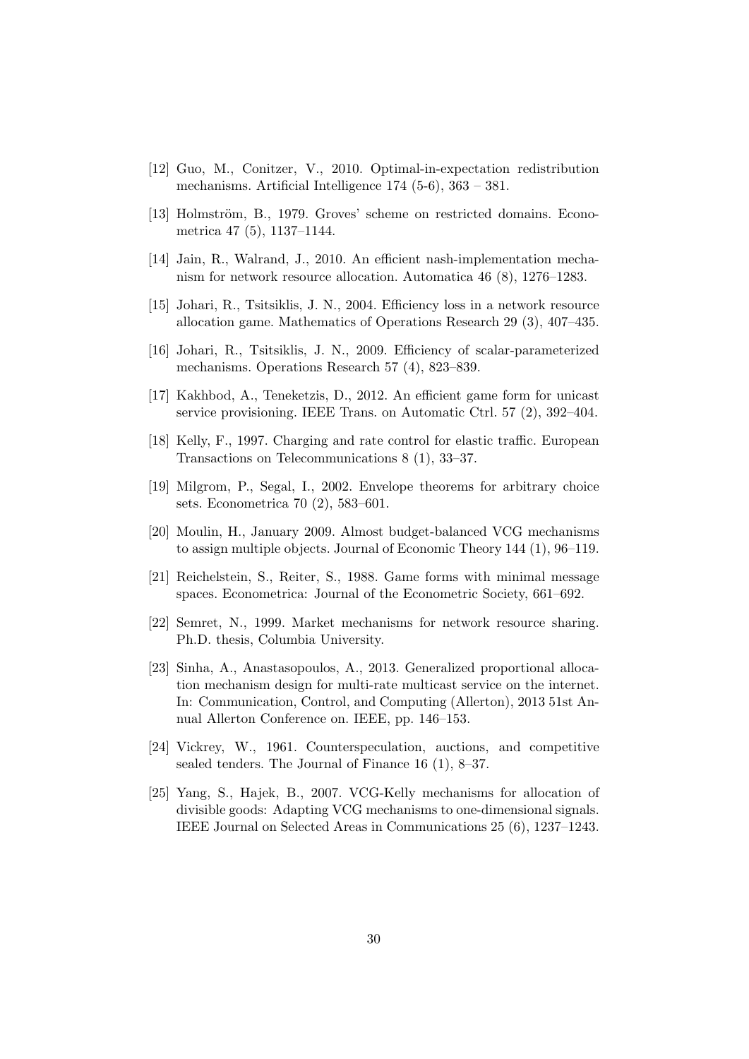[12] Guo, M., Conitzer, V., 2010. Optimal-in-expectation redistribution mechanisms. Artificial Intelligence 174 (5-6), 363 – 381.

[13] Holmström, B., 1979. Groves' scheme on restricted domains. Econometrica 47 (5), 1137–1144.

[14] Jain, R., Walrand, J., 2010. An efficient nash-implementation mechanism for network resource allocation. Automatica 46 (8), 1276–1283.

[15] Johari, R., Tsitsiklis, J. N., 2004. Efficiency loss in a network resource allocation game. Mathematics of Operations Research 29 (3), 407–435.

[16] Johari, R., Tsitsiklis, J. N., 2009. Efficiency of scalar-parameterized mechanisms. Operations Research 57 (4), 823–839.

[17] Kakhbod, A., Teneketzis, D., 2012. An efficient game form for unicast service provisioning. IEEE Trans. on Automatic Ctrl. 57 (2), 392–404.

[18] Kelly, F., 1997. Charging and rate control for elastic traffic. European Transactions on Telecommunications 8 (1), 33–37.

[19] Milgrom, P., Segal, I., 2002. Envelope theorems for arbitrary choice sets. Econometrica 70 (2), 583–601.

[20] Moulin, H., January 2009. Almost budget-balanced VCG mechanisms to assign multiple objects. Journal of Economic Theory 144 (1), 96–119.

[21] Reichelstein, S., Reiter, S., 1988. Game forms with minimal message spaces. Econometrica: Journal of the Econometric Society, 661–692.

[22] Semret, N., 1999. Market mechanisms for network resource sharing. Ph.D. thesis, Columbia University.

[23] Sinha, A., Anastasopoulos, A., 2013. Generalized proportional allocation mechanism design for multi-rate multicast service on the internet. In: Communication, Control, and Computing (Allerton), 2013 51st Annual Allerton Conference on. IEEE, pp. 146–153.

[24] Vickrey, W., 1961. Counterspeculation, auctions, and competitive sealed tenders. The Journal of Finance 16 (1), 8–37.

[25] Yang, S., Hajek, B., 2007. VCG-Kelly mechanisms for allocation of divisible goods: Adapting VCG mechanisms to one-dimensional signals. IEEE Journal on Selected Areas in Communications 25 (6), 1237–1243.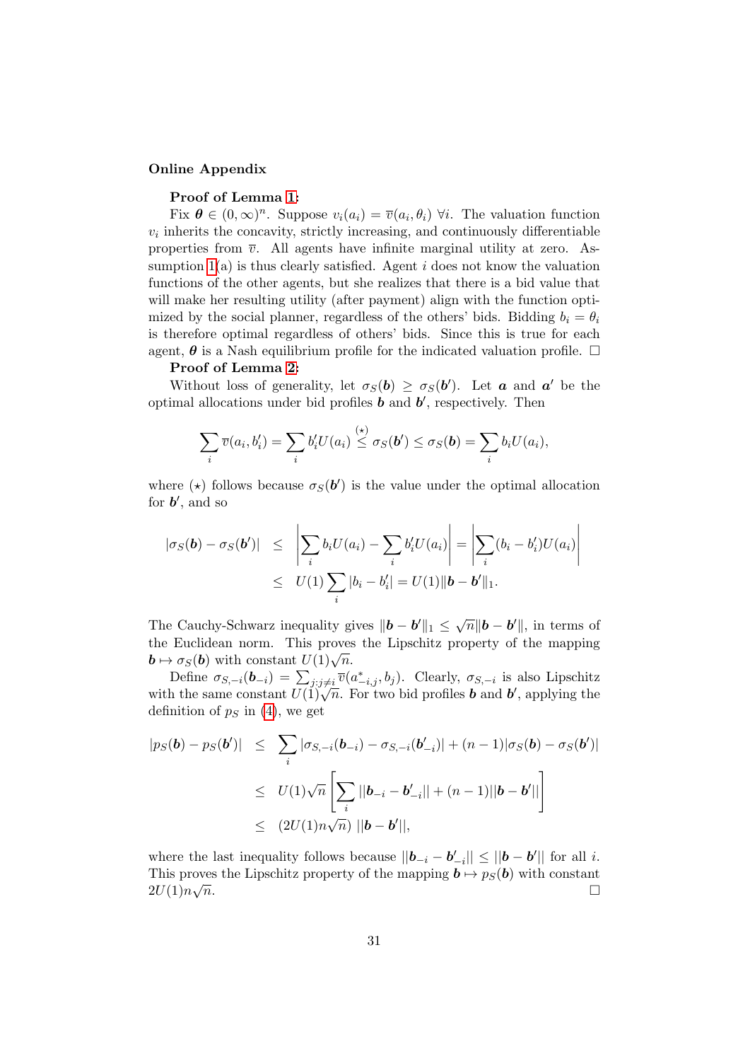## Online Appendix

**Proof of Lemma 1:**

Fix $\boldsymbol{\theta} \in (0,\infty)^n$. Suppose $v_i(a_i) = \overline{v}(a_i, \theta_i)$ $\forall i$. The valuation function $v_i$ inherits the concavity, strictly increasing, and continuously differentiable properties from $\overline{v}$. All agents have infinite marginal utility at zero. Assumption 1(a) is thus clearly satisfied. Agent $i$ does not know the valuation functions of the other agents, but she realizes that there is a bid value that will make her resulting utility (after payment) align with the function optimized by the social planner, regardless of the others' bids. Bidding $b_i = \theta_i$ is therefore optimal regardless of others' bids. Since this is true for each agent, $\boldsymbol{\theta}$ is a Nash equilibrium profile for the indicated valuation profile. $\square$

**Proof of Lemma 2:**

Without loss of generality, let $\sigma_S(\boldsymbol{b}) \geq \sigma_S(\boldsymbol{b}')$. Let $\boldsymbol{a}$ and $\boldsymbol{a}'$ be the optimal allocations under bid profiles $\boldsymbol{b}$ and $\boldsymbol{b}'$, respectively. Then

$$\sum_i \overline{v}(a_i, b_i') = \sum_i b_i' U(a_i) \overset{(\star)}{\leq} \sigma_S(\boldsymbol{b}') \leq \sigma_S(\boldsymbol{b}) = \sum_i b_i U(a_i),$$

where $(\star)$ follows because $\sigma_S(\boldsymbol{b}')$ is the value under the optimal allocation for $\boldsymbol{b}'$, and so

$$\begin{aligned}
|\sigma_S(\boldsymbol{b}) - \sigma_S(\boldsymbol{b}')| &\leq \left|\sum_i b_i U(a_i) - \sum_i b_i' U(a_i)\right| = \left|\sum_i (b_i - b_i') U(a_i)\right| \\
&\leq U(1)\sum_i |b_i - b_i'| = U(1)\|\boldsymbol{b} - \boldsymbol{b}'\|_1.
\end{aligned}$$

The Cauchy-Schwarz inequality gives $\|\boldsymbol{b} - \boldsymbol{b}'\|_1 \leq \sqrt{n}\|\boldsymbol{b} - \boldsymbol{b}'\|$, in terms of the Euclidean norm. This proves the Lipschitz property of the mapping $\boldsymbol{b} \mapsto \sigma_S(\boldsymbol{b})$ with constant $U(1)\sqrt{n}$.

Define $\sigma_{S,-i}(\boldsymbol{b}_{-i}) = \sum_{j:j\neq i} \overline{v}(a^*_{-i,j}, b_j)$. Clearly, $\sigma_{S,-i}$ is also Lipschitz with the same constant $U(1)\sqrt{n}$. For two bid profiles $\boldsymbol{b}$ and $\boldsymbol{b}'$, applying the definition of $p_S$ in (4), we get

$$\begin{aligned}
|p_S(\boldsymbol{b}) - p_S(\boldsymbol{b}')| &\leq \sum_i |\sigma_{S,-i}(\boldsymbol{b}_{-i}) - \sigma_{S,-i}(\boldsymbol{b}'_{-i})| + (n-1)|\sigma_S(\boldsymbol{b}) - \sigma_S(\boldsymbol{b}')| \\
&\leq U(1)\sqrt{n}\left[\sum_i ||\boldsymbol{b}_{-i} - \boldsymbol{b}'_{-i}|| + (n-1)||\boldsymbol{b} - \boldsymbol{b}'||\right] \\
&\leq (2U(1)n\sqrt{n})\ ||\boldsymbol{b} - \boldsymbol{b}'||,
\end{aligned}$$

where the last inequality follows because $||\boldsymbol{b}_{-i} - \boldsymbol{b}'_{-i}|| \leq ||\boldsymbol{b} - \boldsymbol{b}'||$ for all $i$. This proves the Lipschitz property of the mapping $\boldsymbol{b} \mapsto p_S(\boldsymbol{b})$ with constant $2U(1)n\sqrt{n}$. $\square$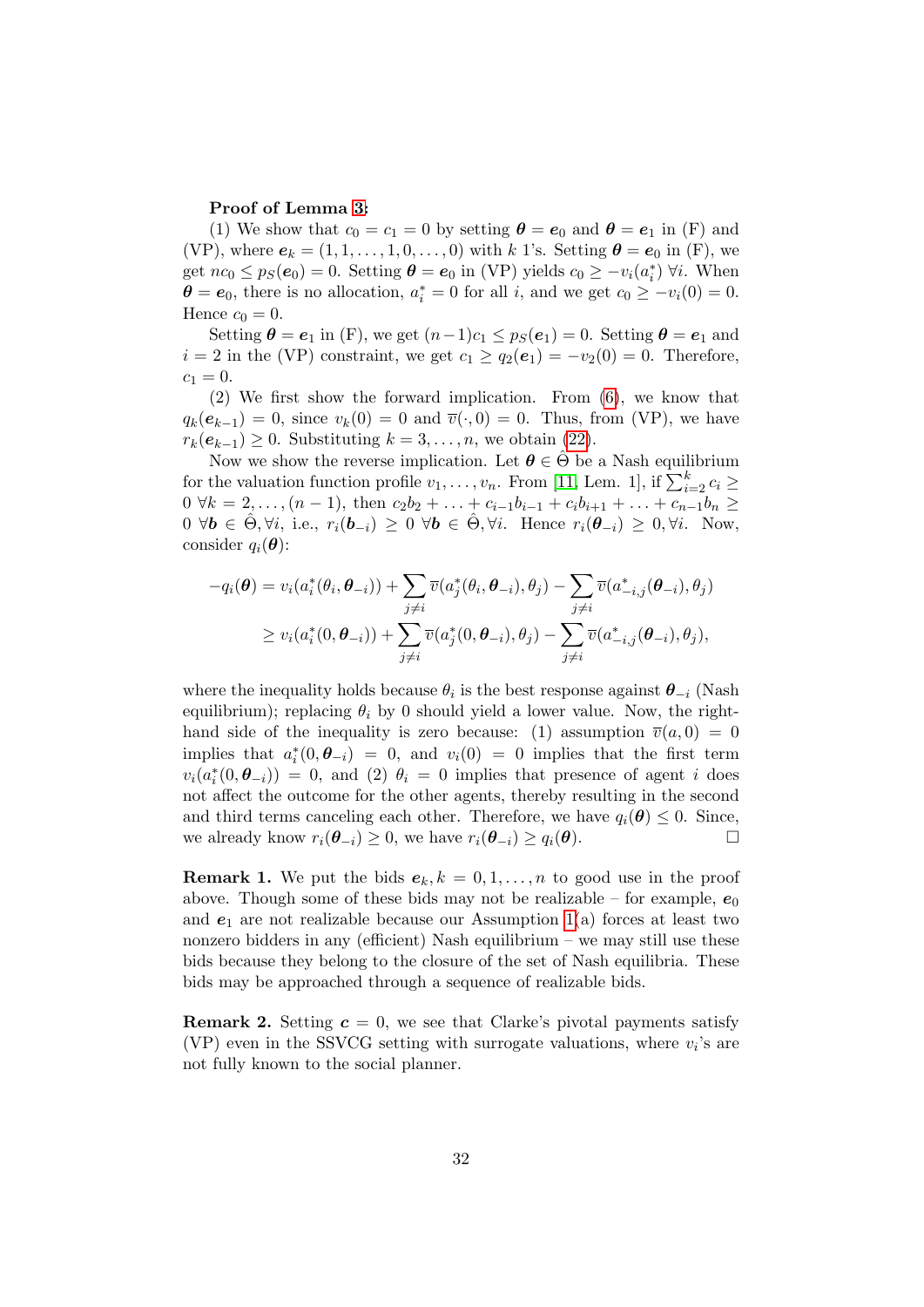**Proof of Lemma 3:**

(1) We show that $c_0 = c_1 = 0$ by setting $\boldsymbol{\theta} = \boldsymbol{e}_0$ and $\boldsymbol{\theta} = \boldsymbol{e}_1$ in (F) and (VP), where $\boldsymbol{e}_k = (1, 1, \ldots, 1, 0, \ldots, 0)$ with $k$ 1's. Setting $\boldsymbol{\theta} = \boldsymbol{e}_0$ in (F), we get $nc_0 \le p_S(\boldsymbol{e}_0) = 0$. Setting $\boldsymbol{\theta} = \boldsymbol{e}_0$ in (VP) yields $c_0 \ge -v_i(a_i^*)\ \forall i$. When $\boldsymbol{\theta} = \boldsymbol{e}_0$, there is no allocation, $a_i^* = 0$ for all $i$, and we get $c_0 \ge -v_i(0) = 0$. Hence $c_0 = 0$.

Setting $\boldsymbol{\theta} = \boldsymbol{e}_1$ in (F), we get $(n-1)c_1 \le p_S(\boldsymbol{e}_1) = 0$. Setting $\boldsymbol{\theta} = \boldsymbol{e}_1$ and $i = 2$ in the (VP) constraint, we get $c_1 \ge q_2(\boldsymbol{e}_1) = -v_2(0) = 0$. Therefore, $c_1 = 0$.

(2) We first show the forward implication. From (6), we know that $q_k(\boldsymbol{e}_{k-1}) = 0$, since $v_k(0) = 0$ and $\overline{v}(\cdot, 0) = 0$. Thus, from (VP), we have $r_k(\boldsymbol{e}_{k-1}) \ge 0$. Substituting $k = 3, \ldots, n$, we obtain (22).

Now we show the reverse implication. Let $\boldsymbol{\theta} \in \hat{\Theta}$ be a Nash equilibrium for the valuation function profile $v_1, \ldots, v_n$. From [11, Lem. 1], if $\sum_{i=2}^{k} c_i \ge 0\ \forall k = 2, \ldots, (n-1)$, then $c_2 b_2 + \ldots + c_{i-1} b_{i-1} + c_i b_{i+1} + \ldots + c_{n-1} b_n \ge 0\ \forall \boldsymbol{b} \in \hat{\Theta}, \forall i$, i.e., $r_i(\boldsymbol{b}_{-i}) \ge 0\ \forall \boldsymbol{b} \in \hat{\Theta}, \forall i$. Hence $r_i(\boldsymbol{\theta}_{-i}) \ge 0, \forall i$. Now, consider $q_i(\boldsymbol{\theta})$:

$$
\begin{aligned}
-q_i(\boldsymbol{\theta}) &= v_i(a_i^*(\theta_i, \boldsymbol{\theta}_{-i})) + \sum_{j \ne i} \overline{v}(a_j^*(\theta_i, \boldsymbol{\theta}_{-i}), \theta_j) - \sum_{j \ne i} \overline{v}(a_{-i,j}^*(\boldsymbol{\theta}_{-i}), \theta_j) \\
&\ge v_i(a_i^*(0, \boldsymbol{\theta}_{-i})) + \sum_{j \ne i} \overline{v}(a_j^*(0, \boldsymbol{\theta}_{-i}), \theta_j) - \sum_{j \ne i} \overline{v}(a_{-i,j}^*(\boldsymbol{\theta}_{-i}), \theta_j),
\end{aligned}
$$

where the inequality holds because $\theta_i$ is the best response against $\boldsymbol{\theta}_{-i}$ (Nash equilibrium); replacing $\theta_i$ by 0 should yield a lower value. Now, the right-hand side of the inequality is zero because: (1) assumption $\overline{v}(a, 0) = 0$ implies that $a_i^*(0, \boldsymbol{\theta}_{-i}) = 0$, and $v_i(0) = 0$ implies that the first term $v_i(a_i^*(0, \boldsymbol{\theta}_{-i})) = 0$, and (2) $\theta_i = 0$ implies that presence of agent $i$ does not affect the outcome for the other agents, thereby resulting in the second and third terms canceling each other. Therefore, we have $q_i(\boldsymbol{\theta}) \le 0$. Since, we already know $r_i(\boldsymbol{\theta}_{-i}) \ge 0$, we have $r_i(\boldsymbol{\theta}_{-i}) \ge q_i(\boldsymbol{\theta})$. □

**Remark 1.** We put the bids $\boldsymbol{e}_k, k = 0, 1, \ldots, n$ to good use in the proof above. Though some of these bids may not be realizable – for example, $\boldsymbol{e}_0$ and $\boldsymbol{e}_1$ are not realizable because our Assumption 1(a) forces at least two nonzero bidders in any (efficient) Nash equilibrium – we may still use these bids because they belong to the closure of the set of Nash equilibria. These bids may be approached through a sequence of realizable bids.

**Remark 2.** Setting $\boldsymbol{c} = 0$, we see that Clarke's pivotal payments satisfy (VP) even in the SSVCG setting with surrogate valuations, where $v_i$'s are not fully known to the social planner.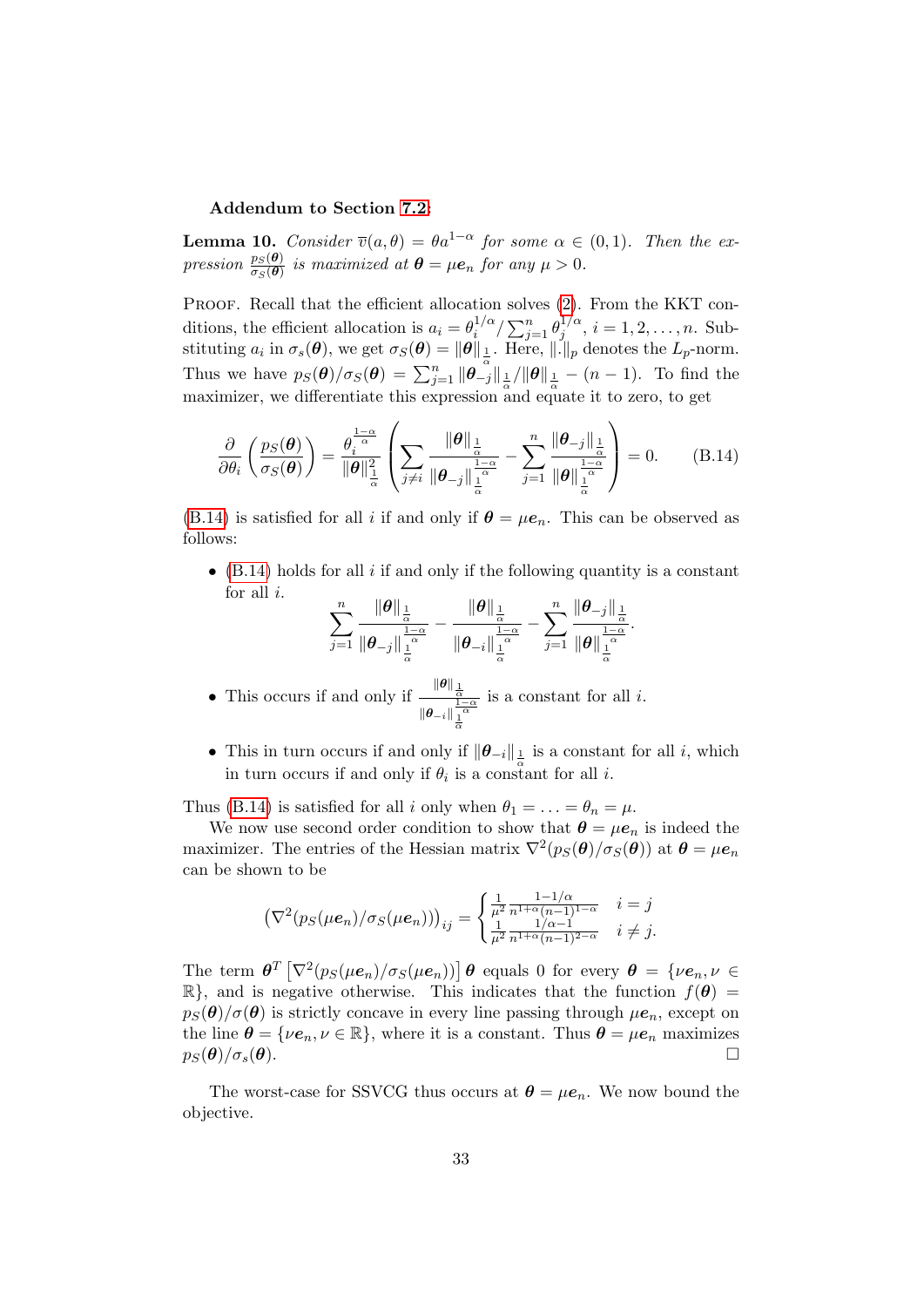**Addendum to Section 7.2:**

**Lemma 10.** *Consider $\overline{v}(a,\theta) = \theta a^{1-\alpha}$ for some $\alpha \in (0,1)$. Then the expression $\frac{p_S(\boldsymbol{\theta})}{\sigma_S(\boldsymbol{\theta})}$ is maximized at $\boldsymbol{\theta} = \mu \boldsymbol{e}_n$ for any $\mu > 0$.*

Proof. Recall that the efficient allocation solves (2). From the KKT conditions, the efficient allocation is $a_i = \theta_i^{1/\alpha} / \sum_{j=1}^n \theta_j^{1/\alpha}$, $i = 1, 2, \ldots, n$. Substituting $a_i$ in $\sigma_s(\boldsymbol{\theta})$, we get $\sigma_S(\boldsymbol{\theta}) = \|\boldsymbol{\theta}\|_{\frac{1}{\alpha}}$. Here, $\|.\|_p$ denotes the $L_p$-norm. Thus we have $p_S(\boldsymbol{\theta})/\sigma_S(\boldsymbol{\theta}) = \sum_{j=1}^n \|\boldsymbol{\theta}_{-j}\|_{\frac{1}{\alpha}} / \|\boldsymbol{\theta}\|_{\frac{1}{\alpha}} - (n-1)$. To find the maximizer, we differentiate this expression and equate it to zero, to get

$$
\frac{\partial}{\partial \theta_i}\left(\frac{p_S(\boldsymbol{\theta})}{\sigma_S(\boldsymbol{\theta})}\right) = \frac{\theta_i^{\frac{1-\alpha}{\alpha}}}{\|\boldsymbol{\theta}\|^2_{\frac{1}{\alpha}}}\left(\sum_{j \neq i} \frac{\|\boldsymbol{\theta}\|_{\frac{1}{\alpha}}}{\|\boldsymbol{\theta}_{-j}\|_{\frac{1}{\alpha}}^{\frac{1-\alpha}{\alpha}}} - \sum_{j=1}^n \frac{\|\boldsymbol{\theta}_{-j}\|_{\frac{1}{\alpha}}}{\|\boldsymbol{\theta}\|_{\frac{1}{\alpha}}^{\frac{1-\alpha}{\alpha}}}\right) = 0. \tag{B.14}
$$

(B.14) is satisfied for all $i$ if and only if $\boldsymbol{\theta} = \mu \boldsymbol{e}_n$. This can be observed as follows:

- (B.14) holds for all $i$ if and only if the following quantity is a constant for all $i$.
$$
\sum_{j=1}^n \frac{\|\boldsymbol{\theta}\|_{\frac{1}{\alpha}}}{\|\boldsymbol{\theta}_{-j}\|_{\frac{1}{\alpha}}^{\frac{1-\alpha}{\alpha}}} - \frac{\|\boldsymbol{\theta}\|_{\frac{1}{\alpha}}}{\|\boldsymbol{\theta}_{-i}\|_{\frac{1}{\alpha}}^{\frac{1-\alpha}{\alpha}}} - \sum_{j=1}^n \frac{\|\boldsymbol{\theta}_{-j}\|_{\frac{1}{\alpha}}}{\|\boldsymbol{\theta}\|_{\frac{1}{\alpha}}^{\frac{1-\alpha}{\alpha}}}.
$$
- This occurs if and only if $\frac{\|\boldsymbol{\theta}\|_{\frac{1}{\alpha}}}{\|\boldsymbol{\theta}_{-i}\|_{\frac{1}{\alpha}}^{\frac{1-\alpha}{\alpha}}}$ is a constant for all $i$.
- This in turn occurs if and only if $\|\boldsymbol{\theta}_{-i}\|_{\frac{1}{\alpha}}$ is a constant for all $i$, which in turn occurs if and only if $\theta_i$ is a constant for all $i$.

Thus (B.14) is satisfied for all $i$ only when $\theta_1 = \ldots = \theta_n = \mu$.

We now use second order condition to show that $\boldsymbol{\theta} = \mu \boldsymbol{e}_n$ is indeed the maximizer. The entries of the Hessian matrix $\nabla^2(p_S(\boldsymbol{\theta})/\sigma_S(\boldsymbol{\theta}))$ at $\boldsymbol{\theta} = \mu \boldsymbol{e}_n$ can be shown to be

$$
\left(\nabla^2(p_S(\mu \boldsymbol{e}_n)/\sigma_S(\mu \boldsymbol{e}_n))\right)_{ij} = \begin{cases} \frac{1}{\mu^2} \frac{1-1/\alpha}{n^{1+\alpha}(n-1)^{1-\alpha}} & i = j \\ \frac{1}{\mu^2} \frac{1/\alpha - 1}{n^{1+\alpha}(n-1)^{2-\alpha}} & i \neq j. \end{cases}
$$

The term $\boldsymbol{\theta}^T \left[\nabla^2(p_S(\mu \boldsymbol{e}_n)/\sigma_S(\mu \boldsymbol{e}_n))\right] \boldsymbol{\theta}$ equals 0 for every $\boldsymbol{\theta} = \{\nu \boldsymbol{e}_n, \nu \in \mathbb{R}\}$, and is negative otherwise. This indicates that the function $f(\boldsymbol{\theta}) = p_S(\boldsymbol{\theta})/\sigma(\boldsymbol{\theta})$ is strictly concave in every line passing through $\mu \boldsymbol{e}_n$, except on the line $\boldsymbol{\theta} = \{\nu \boldsymbol{e}_n, \nu \in \mathbb{R}\}$, where it is a constant. Thus $\boldsymbol{\theta} = \mu \boldsymbol{e}_n$ maximizes $p_S(\boldsymbol{\theta})/\sigma_s(\boldsymbol{\theta})$. □

The worst-case for SSVCG thus occurs at $\boldsymbol{\theta} = \mu \boldsymbol{e}_n$. We now bound the objective.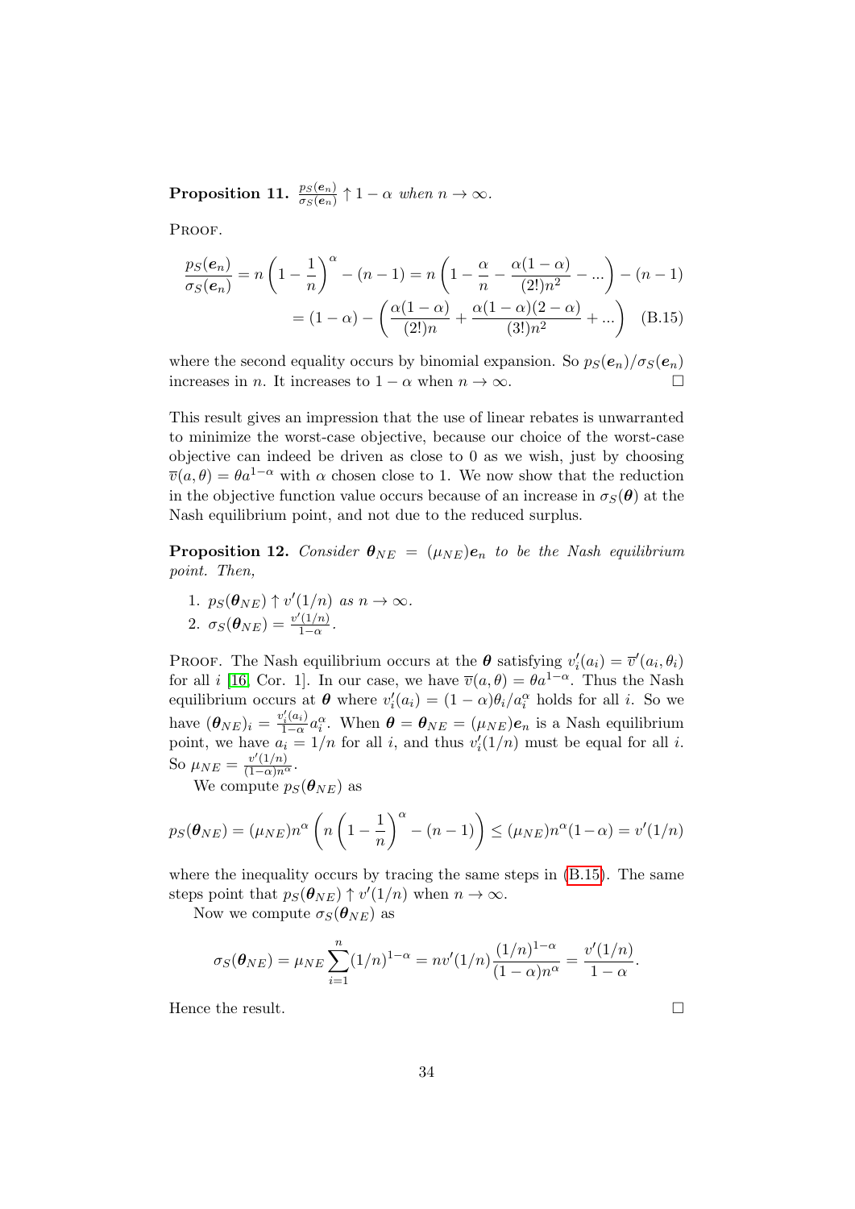**Proposition 11.** $\frac{p_S(\boldsymbol{e}_n)}{\sigma_S(\boldsymbol{e}_n)} \uparrow 1 - \alpha$ *when* $n \to \infty$.

PROOF.

$$
\begin{aligned}
\frac{p_S(\boldsymbol{e}_n)}{\sigma_S(\boldsymbol{e}_n)} &= n\left(1 - \frac{1}{n}\right)^{\alpha} - (n-1) = n\left(1 - \frac{\alpha}{n} - \frac{\alpha(1-\alpha)}{(2!)n^2} - \ldots\right) - (n-1) \\
&= (1-\alpha) - \left(\frac{\alpha(1-\alpha)}{(2!)n} + \frac{\alpha(1-\alpha)(2-\alpha)}{(3!)n^2} + \ldots\right) \quad \text{(B.15)}
\end{aligned}
$$

where the second equality occurs by binomial expansion. So $p_S(\boldsymbol{e}_n)/\sigma_S(\boldsymbol{e}_n)$ increases in $n$. It increases to $1 - \alpha$ when $n \to \infty$. □

This result gives an impression that the use of linear rebates is unwarranted to minimize the worst-case objective, because our choice of the worst-case objective can indeed be driven as close to 0 as we wish, just by choosing $\overline{v}(a, \theta) = \theta a^{1-\alpha}$ with $\alpha$ chosen close to 1. We now show that the reduction in the objective function value occurs because of an increase in $\sigma_S(\boldsymbol{\theta})$ at the Nash equilibrium point, and not due to the reduced surplus.

**Proposition 12.** *Consider* $\boldsymbol{\theta}_{NE} = (\mu_{NE})\boldsymbol{e}_n$ *to be the Nash equilibrium point. Then,*

1. $p_S(\boldsymbol{\theta}_{NE}) \uparrow v'(1/n)$ *as* $n \to \infty$.
2. $\sigma_S(\boldsymbol{\theta}_{NE}) = \frac{v'(1/n)}{1-\alpha}$.

PROOF. The Nash equilibrium occurs at the $\boldsymbol{\theta}$ satisfying $v_i'(a_i) = \overline{v}'(a_i, \theta_i)$ for all $i$ [16, Cor. 1]. In our case, we have $\overline{v}(a, \theta) = \theta a^{1-\alpha}$. Thus the Nash equilibrium occurs at $\boldsymbol{\theta}$ where $v_i'(a_i) = (1-\alpha)\theta_i/a_i^{\alpha}$ holds for all $i$. So we have $(\boldsymbol{\theta}_{NE})_i = \frac{v_i'(a_i)}{1-\alpha} a_i^{\alpha}$. When $\boldsymbol{\theta} = \boldsymbol{\theta}_{NE} = (\mu_{NE})\boldsymbol{e}_n$ is a Nash equilibrium point, we have $a_i = 1/n$ for all $i$, and thus $v_i'(1/n)$ must be equal for all $i$. So $\mu_{NE} = \frac{v'(1/n)}{(1-\alpha)n^{\alpha}}$.

We compute $p_S(\boldsymbol{\theta}_{NE})$ as

$$
p_S(\boldsymbol{\theta}_{NE}) = (\mu_{NE})n^{\alpha}\left(n\left(1 - \frac{1}{n}\right)^{\alpha} - (n-1)\right) \leq (\mu_{NE})n^{\alpha}(1-\alpha) = v'(1/n)
$$

where the inequality occurs by tracing the same steps in (B.15). The same steps point that $p_S(\boldsymbol{\theta}_{NE}) \uparrow v'(1/n)$ when $n \to \infty$.

Now we compute $\sigma_S(\boldsymbol{\theta}_{NE})$ as

$$
\sigma_S(\boldsymbol{\theta}_{NE}) = \mu_{NE}\sum_{i=1}^{n}(1/n)^{1-\alpha} = nv'(1/n)\frac{(1/n)^{1-\alpha}}{(1-\alpha)n^{\alpha}} = \frac{v'(1/n)}{1-\alpha}.
$$

Hence the result. □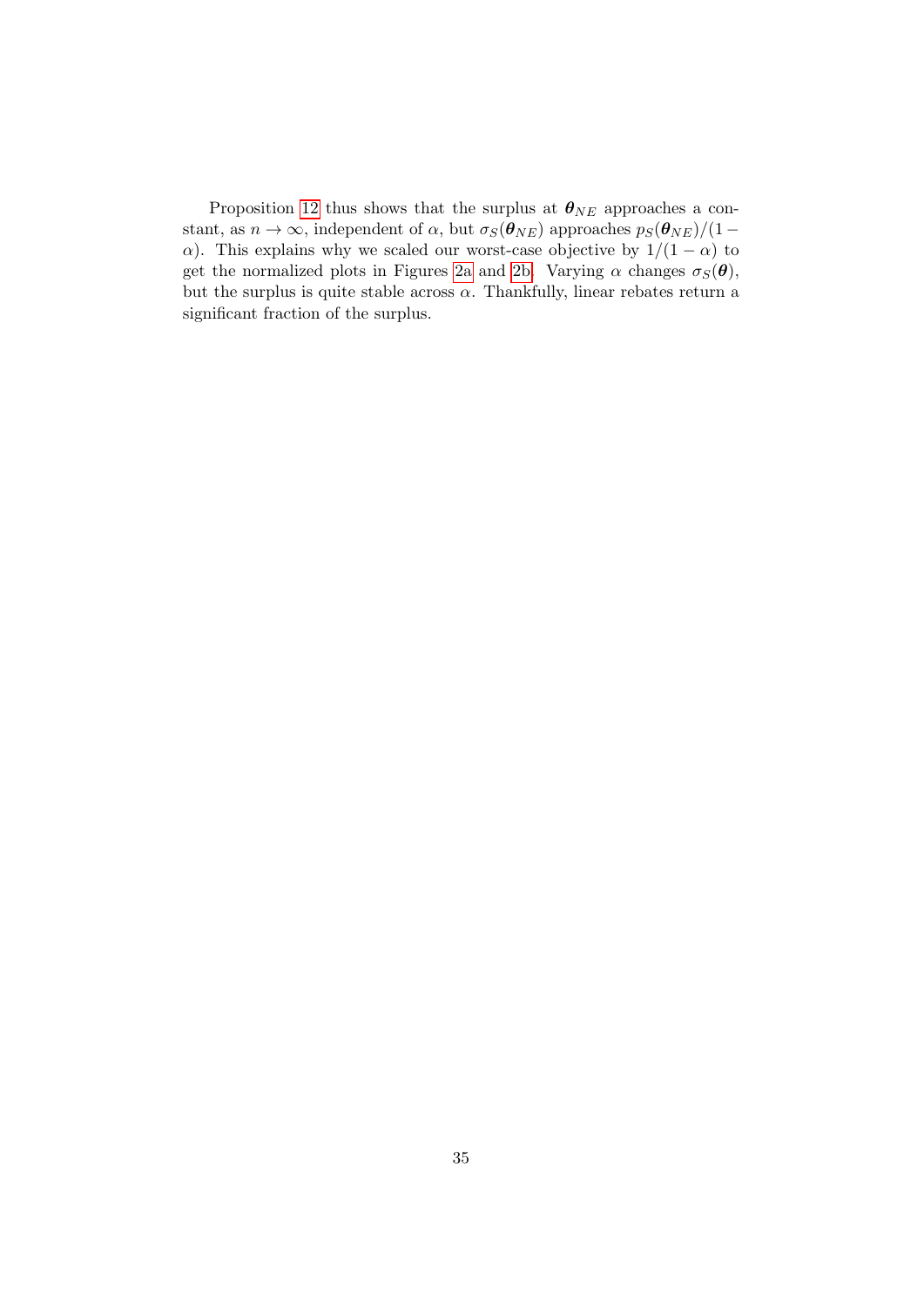Proposition 12 thus shows that the surplus at $\boldsymbol{\theta}_{NE}$ approaches a constant, as $n \to \infty$, independent of $\alpha$, but $\sigma_S(\boldsymbol{\theta}_{NE})$ approaches $p_S(\boldsymbol{\theta}_{NE})/(1-\alpha)$. This explains why we scaled our worst-case objective by $1/(1-\alpha)$ to get the normalized plots in Figures 2a and 2b. Varying $\alpha$ changes $\sigma_S(\boldsymbol{\theta})$, but the surplus is quite stable across $\alpha$. Thankfully, linear rebates return a significant fraction of the surplus.